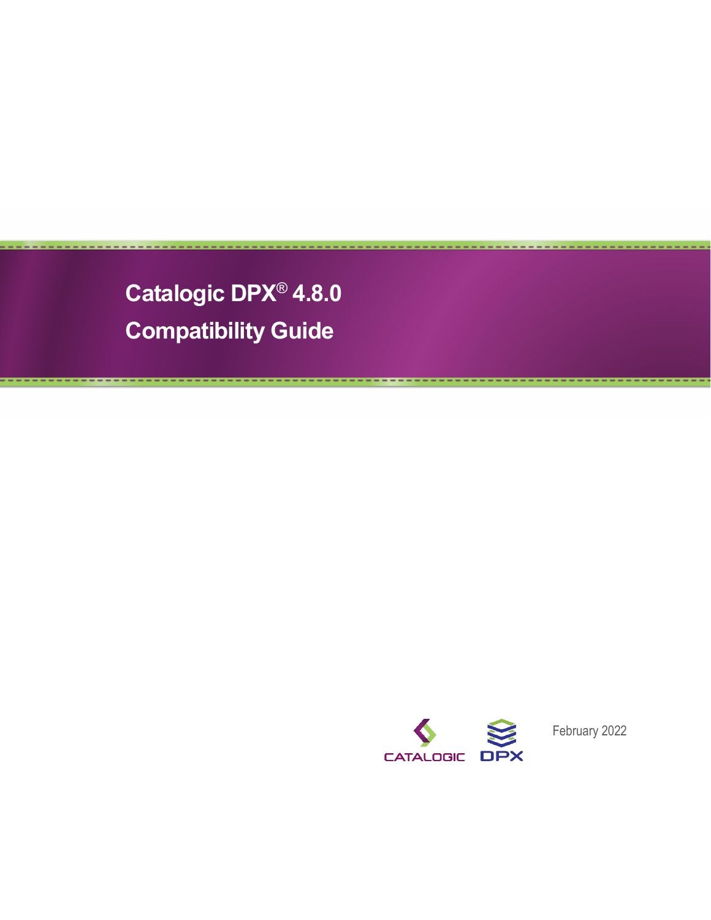# Catalogic DPX® 4.8.0

# Compatibility Guide

CATALOGIC DPX

February 2022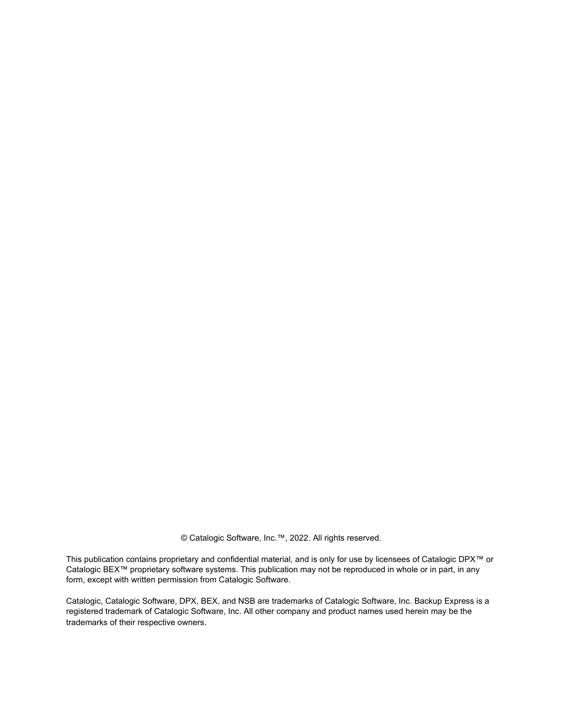© Catalogic Software, Inc.™, 2022. All rights reserved.

This publication contains proprietary and confidential material, and is only for use by licensees of Catalogic DPX™ or Catalogic BEX™ proprietary software systems. This publication may not be reproduced in whole or in part, in any form, except with written permission from Catalogic Software.

Catalogic, Catalogic Software, DPX, BEX, and NSB are trademarks of Catalogic Software, Inc. Backup Express is a registered trademark of Catalogic Software, Inc. All other company and product names used herein may be the trademarks of their respective owners.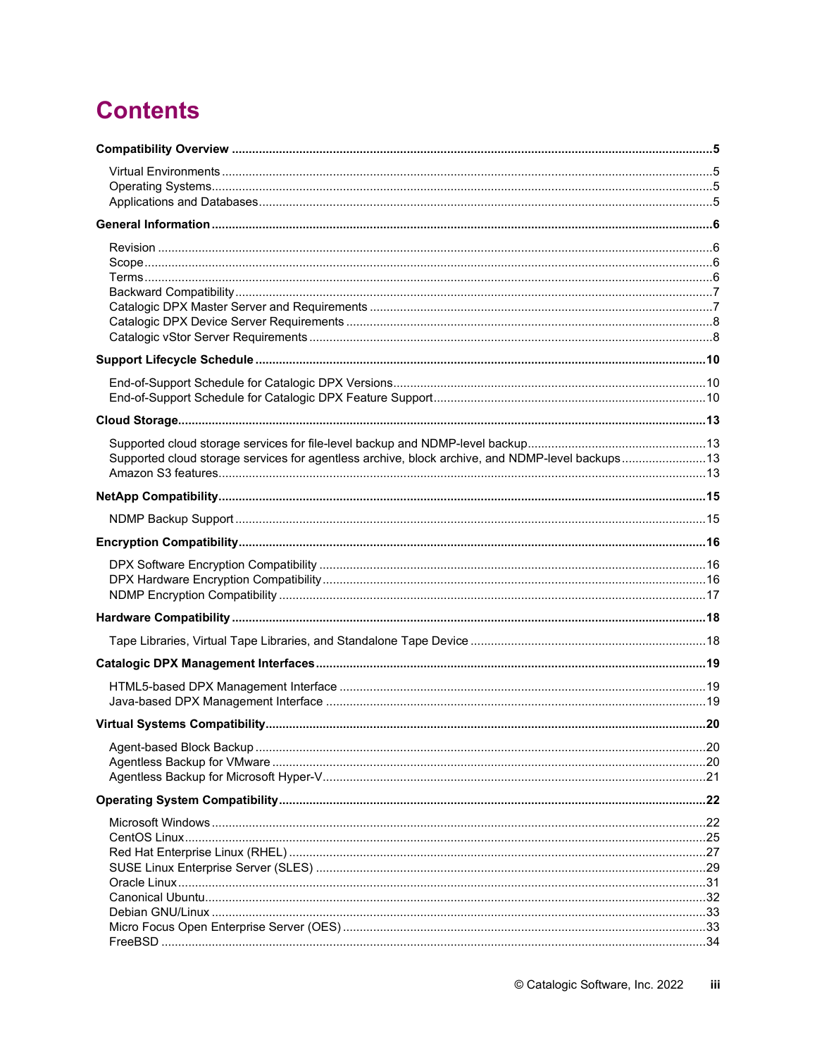# Contents

**Compatibility Overview** ... 5

- Virtual Environments ... 5
- Operating Systems ... 5
- Applications and Databases ... 5

**General Information** ... 6

- Revision ... 6
- Scope ... 6
- Terms ... 6
- Backward Compatibility ... 7
- Catalogic DPX Master Server and Requirements ... 7
- Catalogic DPX Device Server Requirements ... 8
- Catalogic vStor Server Requirements ... 8

**Support Lifecycle Schedule** ... 10

- End-of-Support Schedule for Catalogic DPX Versions ... 10
- End-of-Support Schedule for Catalogic DPX Feature Support ... 10

**Cloud Storage** ... 13

- Supported cloud storage services for file-level backup and NDMP-level backup ... 13
- Supported cloud storage services for agentless archive, block archive, and NDMP-level backups ... 13
- Amazon S3 features ... 13

**NetApp Compatibility** ... 15

- NDMP Backup Support ... 15

**Encryption Compatibility** ... 16

- DPX Software Encryption Compatibility ... 16
- DPX Hardware Encryption Compatibility ... 16
- NDMP Encryption Compatibility ... 17

**Hardware Compatibility** ... 18

- Tape Libraries, Virtual Tape Libraries, and Standalone Tape Device ... 18

**Catalogic DPX Management Interfaces** ... 19

- HTML5-based DPX Management Interface ... 19
- Java-based DPX Management Interface ... 19

**Virtual Systems Compatibility** ... 20

- Agent-based Block Backup ... 20
- Agentless Backup for VMware ... 20
- Agentless Backup for Microsoft Hyper-V ... 21

**Operating System Compatibility** ... 22

- Microsoft Windows ... 22
- CentOS Linux ... 25
- Red Hat Enterprise Linux (RHEL) ... 27
- SUSE Linux Enterprise Server (SLES) ... 29
- Oracle Linux ... 31
- Canonical Ubuntu ... 32
- Debian GNU/Linux ... 33
- Micro Focus Open Enterprise Server (OES) ... 33
- FreeBSD ... 34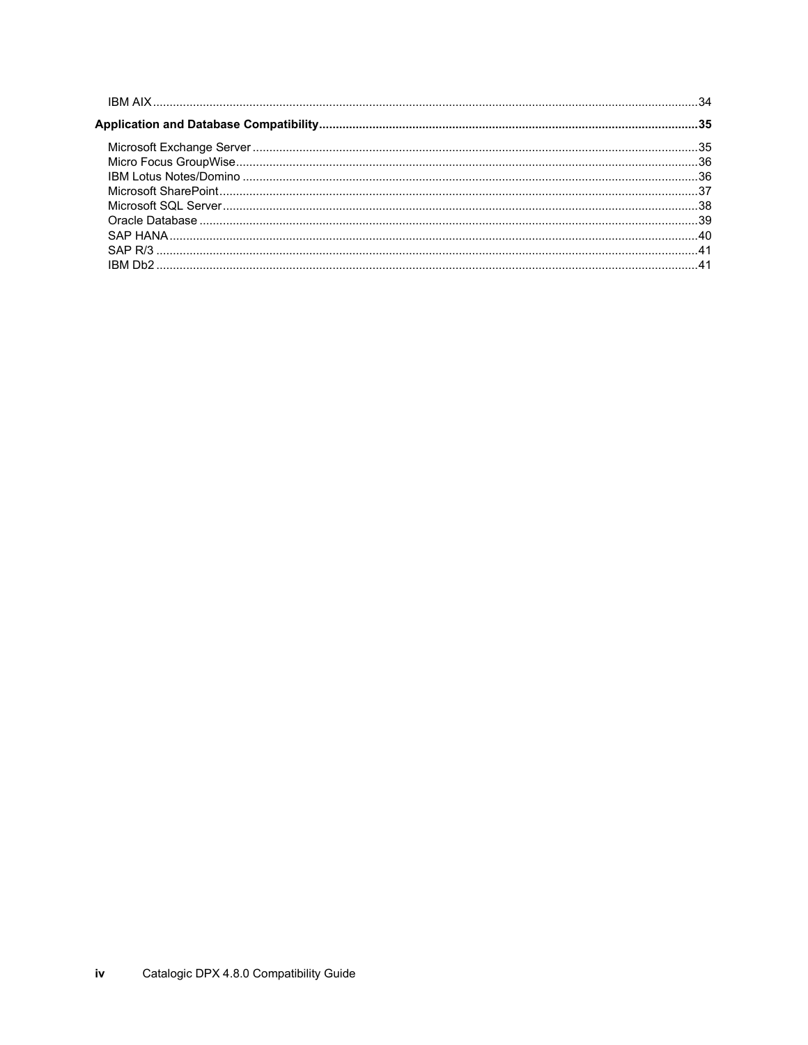IBM AIX ........................................................................................................................................................34

**Application and Database Compatibility.......................................................................................................35**

Microsoft Exchange Server ...........................................................................................................................35
Micro Focus GroupWise.................................................................................................................................36
IBM Lotus Notes/Domino ...............................................................................................................................36
Microsoft SharePoint......................................................................................................................................37
Microsoft SQL Server.....................................................................................................................................38
Oracle Database ............................................................................................................................................39
SAP HANA.....................................................................................................................................................40
SAP R/3 .........................................................................................................................................................41
IBM Db2 .........................................................................................................................................................41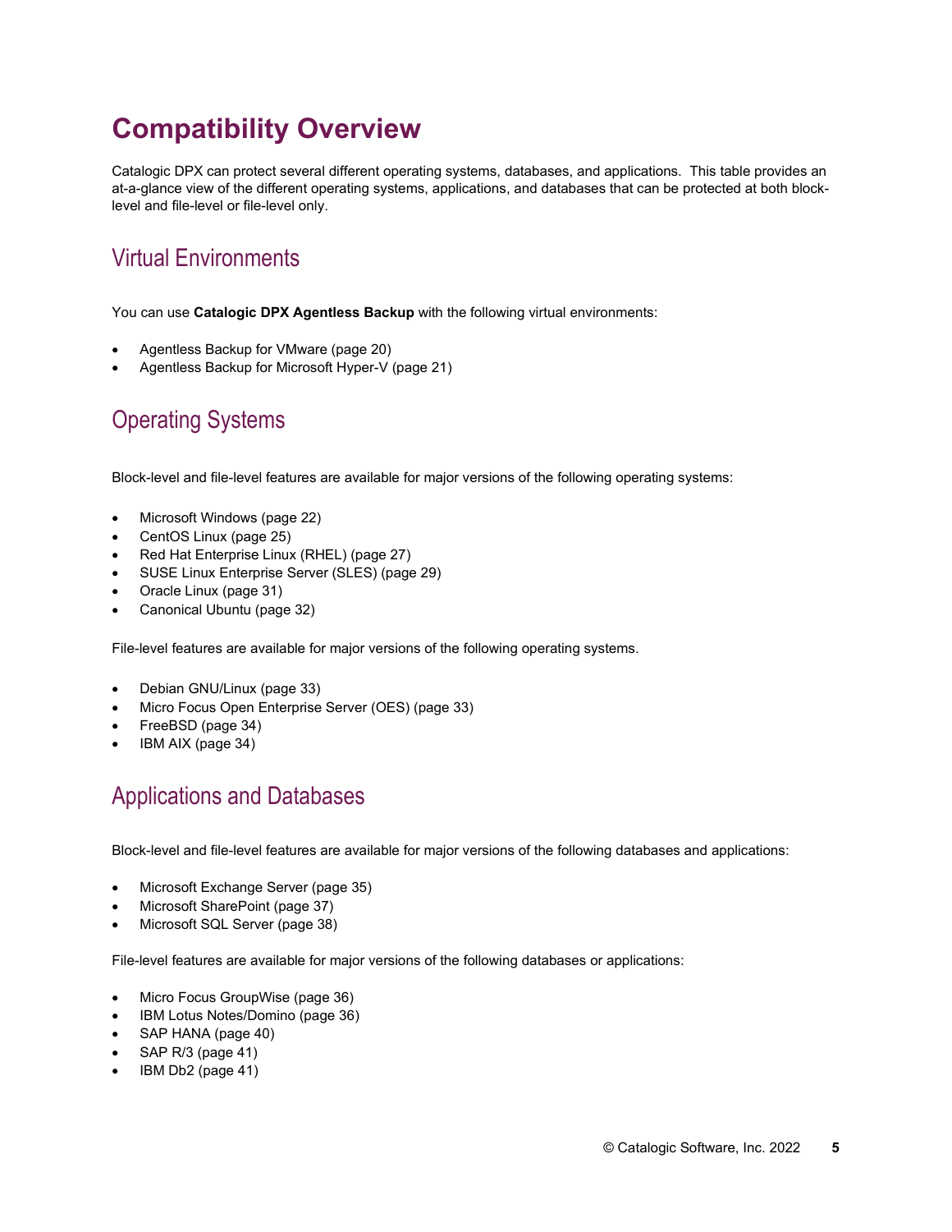# Compatibility Overview

Catalogic DPX can protect several different operating systems, databases, and applications. This table provides an at-a-glance view of the different operating systems, applications, and databases that can be protected at both block-level and file-level or file-level only.

## Virtual Environments

You can use **Catalogic DPX Agentless Backup** with the following virtual environments:

- Agentless Backup for VMware (page 20)
- Agentless Backup for Microsoft Hyper-V (page 21)

## Operating Systems

Block-level and file-level features are available for major versions of the following operating systems:

- Microsoft Windows (page 22)
- CentOS Linux (page 25)
- Red Hat Enterprise Linux (RHEL) (page 27)
- SUSE Linux Enterprise Server (SLES) (page 29)
- Oracle Linux (page 31)
- Canonical Ubuntu (page 32)

File-level features are available for major versions of the following operating systems.

- Debian GNU/Linux (page 33)
- Micro Focus Open Enterprise Server (OES) (page 33)
- FreeBSD (page 34)
- IBM AIX (page 34)

## Applications and Databases

Block-level and file-level features are available for major versions of the following databases and applications:

- Microsoft Exchange Server (page 35)
- Microsoft SharePoint (page 37)
- Microsoft SQL Server (page 38)

File-level features are available for major versions of the following databases or applications:

- Micro Focus GroupWise (page 36)
- IBM Lotus Notes/Domino (page 36)
- SAP HANA (page 40)
- SAP R/3 (page 41)
- IBM Db2 (page 41)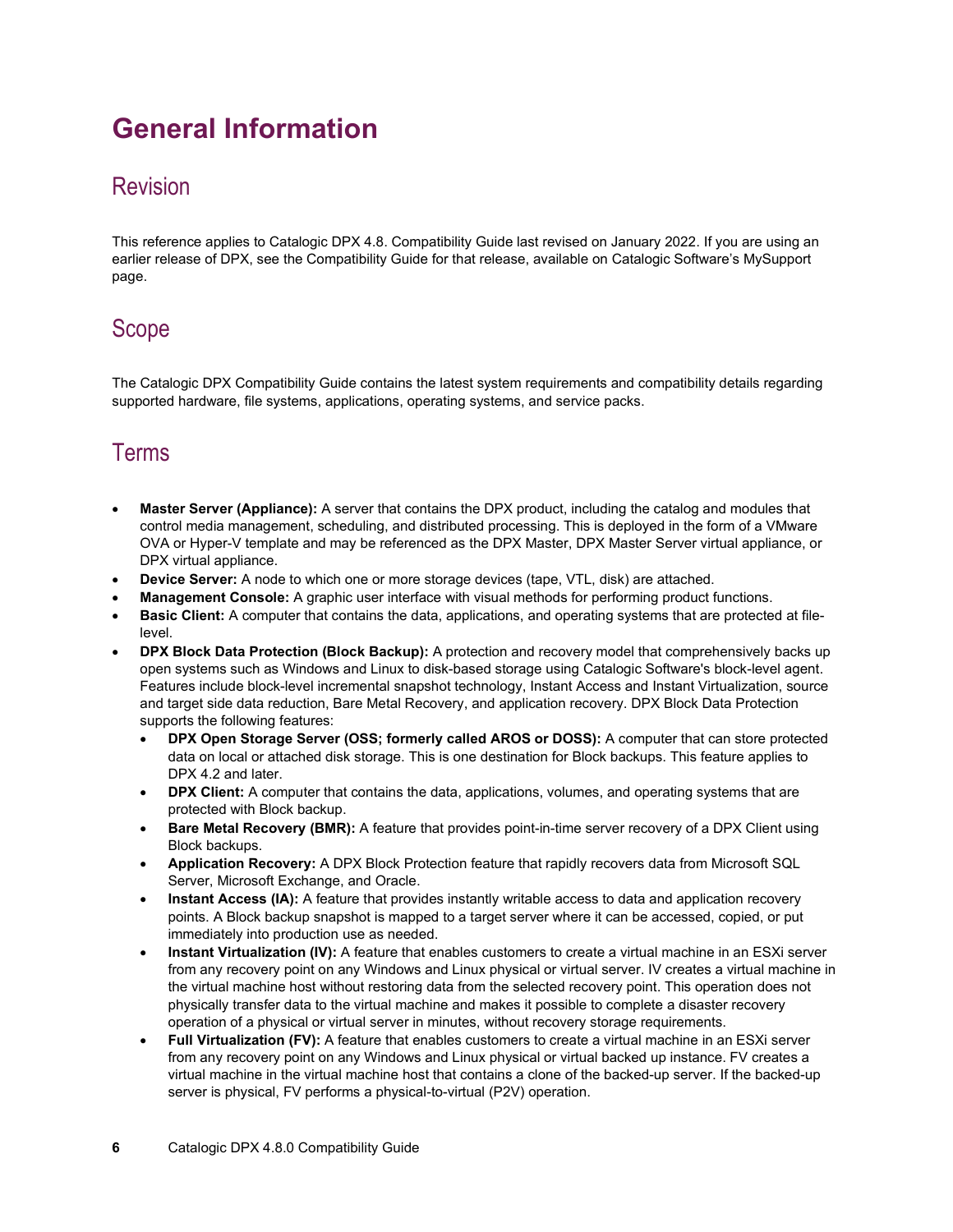# General Information

## Revision

This reference applies to Catalogic DPX 4.8. Compatibility Guide last revised on January 2022. If you are using an earlier release of DPX, see the Compatibility Guide for that release, available on Catalogic Software's MySupport page.

## Scope

The Catalogic DPX Compatibility Guide contains the latest system requirements and compatibility details regarding supported hardware, file systems, applications, operating systems, and service packs.

## Terms

- **Master Server (Appliance):** A server that contains the DPX product, including the catalog and modules that control media management, scheduling, and distributed processing. This is deployed in the form of a VMware OVA or Hyper-V template and may be referenced as the DPX Master, DPX Master Server virtual appliance, or DPX virtual appliance.
- **Device Server:** A node to which one or more storage devices (tape, VTL, disk) are attached.
- **Management Console:** A graphic user interface with visual methods for performing product functions.
- **Basic Client:** A computer that contains the data, applications, and operating systems that are protected at file-level.
- **DPX Block Data Protection (Block Backup):** A protection and recovery model that comprehensively backs up open systems such as Windows and Linux to disk-based storage using Catalogic Software's block-level agent. Features include block-level incremental snapshot technology, Instant Access and Instant Virtualization, source and target side data reduction, Bare Metal Recovery, and application recovery. DPX Block Data Protection supports the following features:
  - **DPX Open Storage Server (OSS; formerly called AROS or DOSS):** A computer that can store protected data on local or attached disk storage. This is one destination for Block backups. This feature applies to DPX 4.2 and later.
  - **DPX Client:** A computer that contains the data, applications, volumes, and operating systems that are protected with Block backup.
  - **Bare Metal Recovery (BMR):** A feature that provides point-in-time server recovery of a DPX Client using Block backups.
  - **Application Recovery:** A DPX Block Protection feature that rapidly recovers data from Microsoft SQL Server, Microsoft Exchange, and Oracle.
  - **Instant Access (IA):** A feature that provides instantly writable access to data and application recovery points. A Block backup snapshot is mapped to a target server where it can be accessed, copied, or put immediately into production use as needed.
  - **Instant Virtualization (IV):** A feature that enables customers to create a virtual machine in an ESXi server from any recovery point on any Windows and Linux physical or virtual server. IV creates a virtual machine in the virtual machine host without restoring data from the selected recovery point. This operation does not physically transfer data to the virtual machine and makes it possible to complete a disaster recovery operation of a physical or virtual server in minutes, without recovery storage requirements.
  - **Full Virtualization (FV):** A feature that enables customers to create a virtual machine in an ESXi server from any recovery point on any Windows and Linux physical or virtual backed up instance. FV creates a virtual machine in the virtual machine host that contains a clone of the backed-up server. If the backed-up server is physical, FV performs a physical-to-virtual (P2V) operation.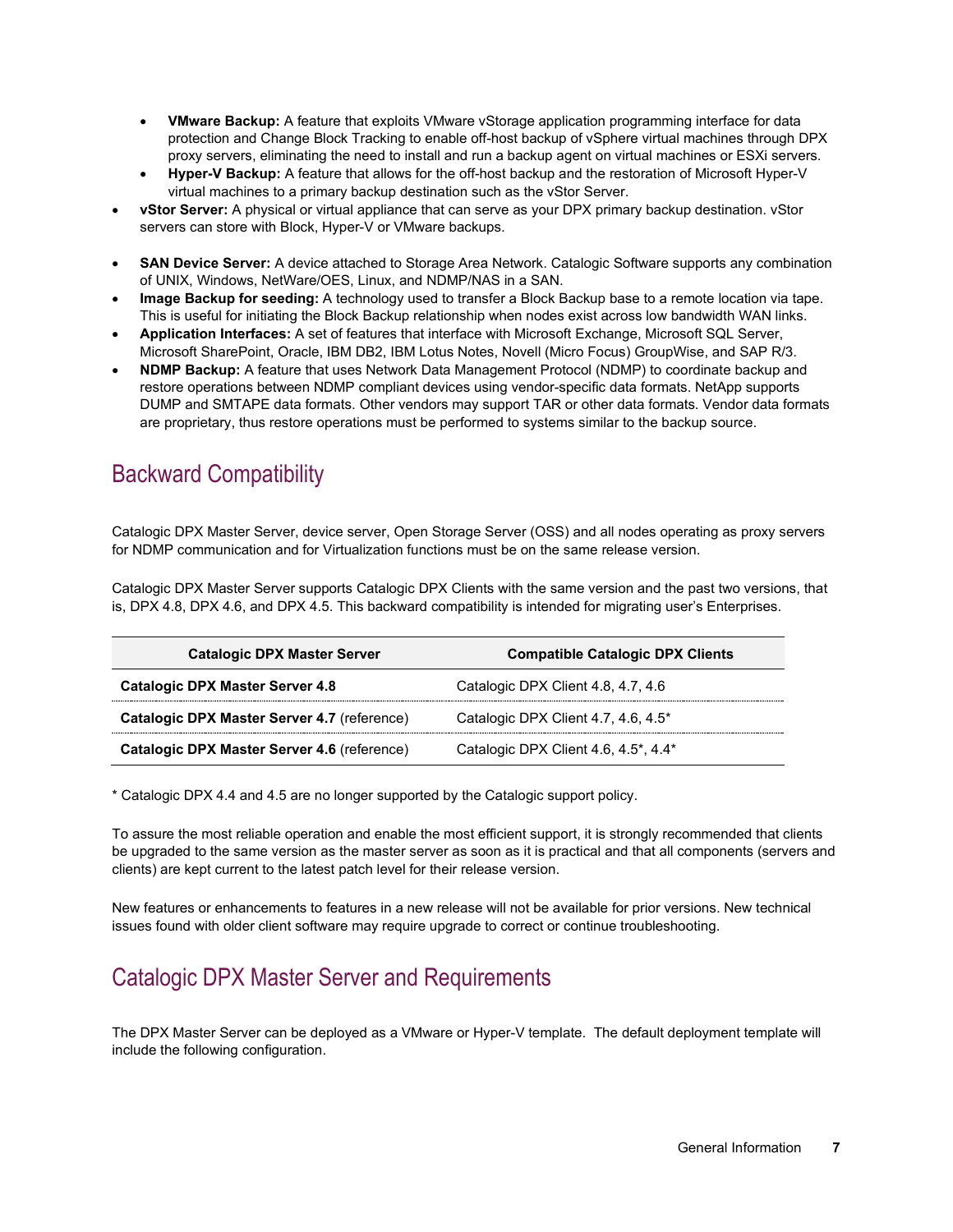- **VMware Backup:** A feature that exploits VMware vStorage application programming interface for data protection and Change Block Tracking to enable off-host backup of vSphere virtual machines through DPX proxy servers, eliminating the need to install and run a backup agent on virtual machines or ESXi servers.
    - **Hyper-V Backup:** A feature that allows for the off-host backup and the restoration of Microsoft Hyper-V virtual machines to a primary backup destination such as the vStor Server.
- **vStor Server:** A physical or virtual appliance that can serve as your DPX primary backup destination. vStor servers can store with Block, Hyper-V or VMware backups.
- **SAN Device Server:** A device attached to Storage Area Network. Catalogic Software supports any combination of UNIX, Windows, NetWare/OES, Linux, and NDMP/NAS in a SAN.
- **Image Backup for seeding:** A technology used to transfer a Block Backup base to a remote location via tape. This is useful for initiating the Block Backup relationship when nodes exist across low bandwidth WAN links.
- **Application Interfaces:** A set of features that interface with Microsoft Exchange, Microsoft SQL Server, Microsoft SharePoint, Oracle, IBM DB2, IBM Lotus Notes, Novell (Micro Focus) GroupWise, and SAP R/3.
- **NDMP Backup:** A feature that uses Network Data Management Protocol (NDMP) to coordinate backup and restore operations between NDMP compliant devices using vendor-specific data formats. NetApp supports DUMP and SMTAPE data formats. Other vendors may support TAR or other data formats. Vendor data formats are proprietary, thus restore operations must be performed to systems similar to the backup source.

## Backward Compatibility

Catalogic DPX Master Server, device server, Open Storage Server (OSS) and all nodes operating as proxy servers for NDMP communication and for Virtualization functions must be on the same release version.

Catalogic DPX Master Server supports Catalogic DPX Clients with the same version and the past two versions, that is, DPX 4.8, DPX 4.6, and DPX 4.5. This backward compatibility is intended for migrating user's Enterprises.

| Catalogic DPX Master Server | Compatible Catalogic DPX Clients |
|---|---|
| **Catalogic DPX Master Server 4.8** | Catalogic DPX Client 4.8, 4.7, 4.6 |
| **Catalogic DPX Master Server 4.7** (reference) | Catalogic DPX Client 4.7, 4.6, 4.5* |
| **Catalogic DPX Master Server 4.6** (reference) | Catalogic DPX Client 4.6, 4.5*, 4.4* |

* Catalogic DPX 4.4 and 4.5 are no longer supported by the Catalogic support policy.

To assure the most reliable operation and enable the most efficient support, it is strongly recommended that clients be upgraded to the same version as the master server as soon as it is practical and that all components (servers and clients) are kept current to the latest patch level for their release version.

New features or enhancements to features in a new release will not be available for prior versions. New technical issues found with older client software may require upgrade to correct or continue troubleshooting.

## Catalogic DPX Master Server and Requirements

The DPX Master Server can be deployed as a VMware or Hyper-V template. The default deployment template will include the following configuration.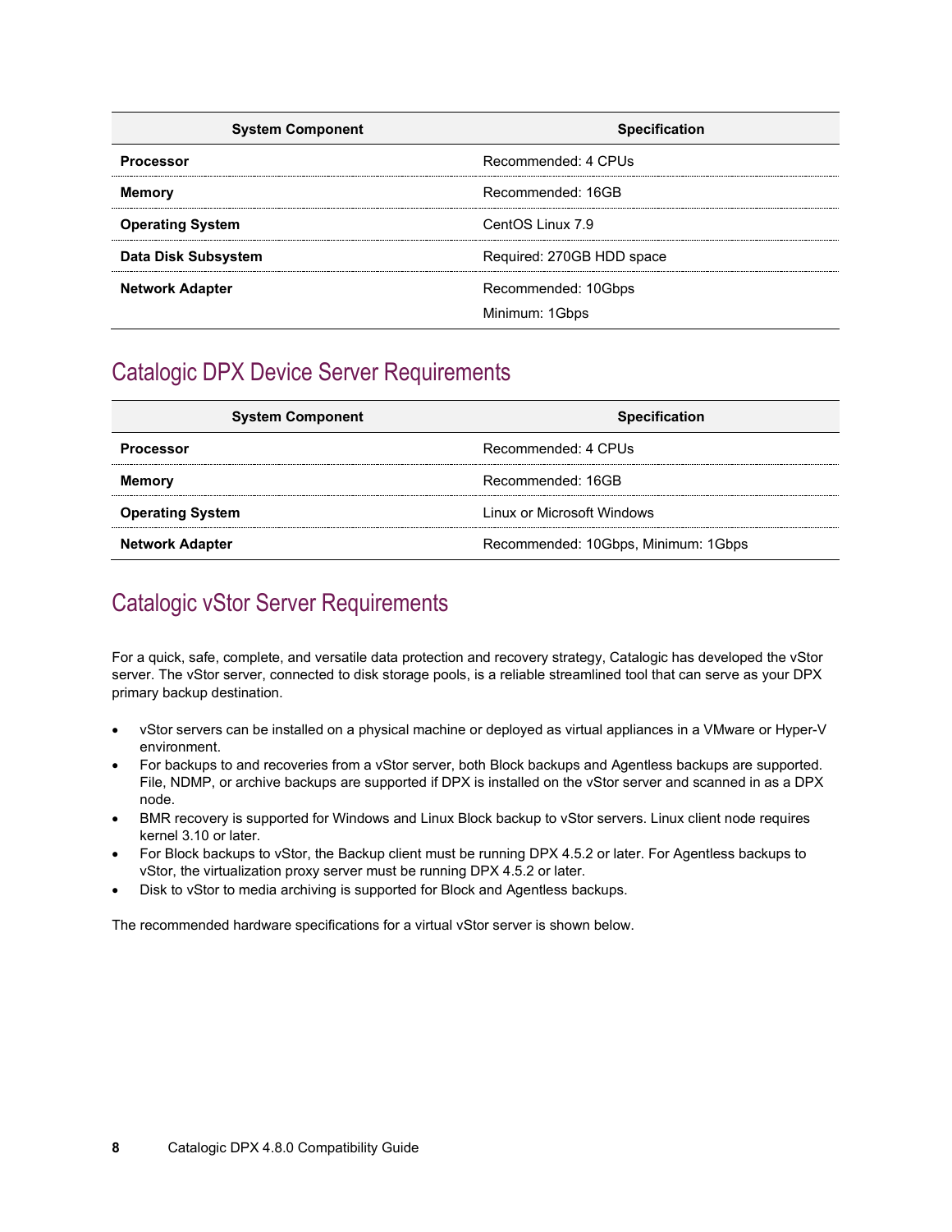| System Component | Specification |
| --- | --- |
| **Processor** | Recommended: 4 CPUs |
| **Memory** | Recommended: 16GB |
| **Operating System** | CentOS Linux 7.9 |
| **Data Disk Subsystem** | Required: 270GB HDD space |
| **Network Adapter** | Recommended: 10Gbps<br>Minimum: 1Gbps |

## Catalogic DPX Device Server Requirements

| System Component | Specification |
| --- | --- |
| **Processor** | Recommended: 4 CPUs |
| **Memory** | Recommended: 16GB |
| **Operating System** | Linux or Microsoft Windows |
| **Network Adapter** | Recommended: 10Gbps, Minimum: 1Gbps |

## Catalogic vStor Server Requirements

For a quick, safe, complete, and versatile data protection and recovery strategy, Catalogic has developed the vStor server. The vStor server, connected to disk storage pools, is a reliable streamlined tool that can serve as your DPX primary backup destination.

- vStor servers can be installed on a physical machine or deployed as virtual appliances in a VMware or Hyper-V environment.
- For backups to and recoveries from a vStor server, both Block backups and Agentless backups are supported. File, NDMP, or archive backups are supported if DPX is installed on the vStor server and scanned in as a DPX node.
- BMR recovery is supported for Windows and Linux Block backup to vStor servers. Linux client node requires kernel 3.10 or later.
- For Block backups to vStor, the Backup client must be running DPX 4.5.2 or later. For Agentless backups to vStor, the virtualization proxy server must be running DPX 4.5.2 or later.
- Disk to vStor to media archiving is supported for Block and Agentless backups.

The recommended hardware specifications for a virtual vStor server is shown below.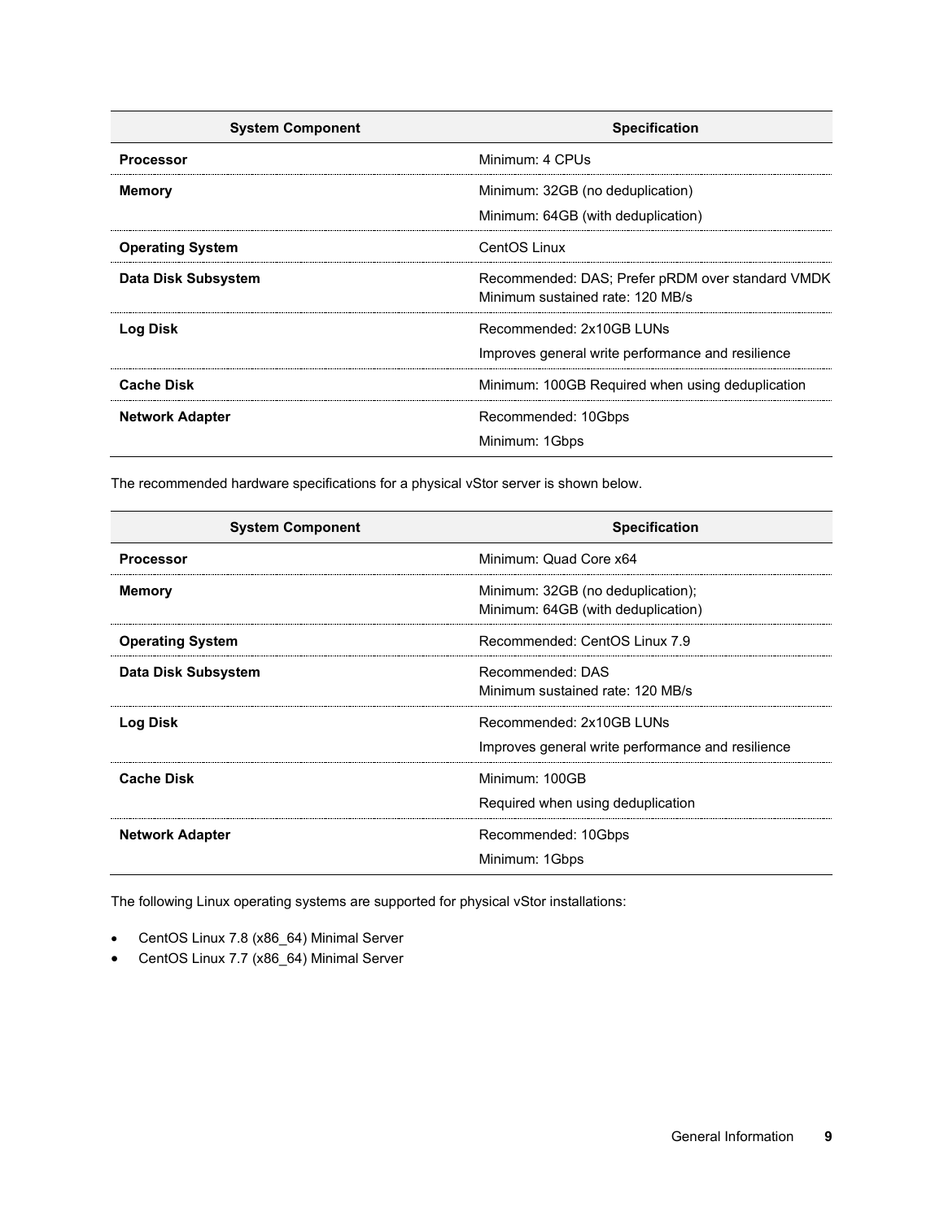| System Component | Specification |
| --- | --- |
| **Processor** | Minimum: 4 CPUs |
| **Memory** | Minimum: 32GB (no deduplication)<br>Minimum: 64GB (with deduplication) |
| **Operating System** | CentOS Linux |
| **Data Disk Subsystem** | Recommended: DAS; Prefer pRDM over standard VMDK<br>Minimum sustained rate: 120 MB/s |
| **Log Disk** | Recommended: 2x10GB LUNs<br>Improves general write performance and resilience |
| **Cache Disk** | Minimum: 100GB Required when using deduplication |
| **Network Adapter** | Recommended: 10Gbps<br>Minimum: 1Gbps |

The recommended hardware specifications for a physical vStor server is shown below.

| System Component | Specification |
| --- | --- |
| **Processor** | Minimum: Quad Core x64 |
| **Memory** | Minimum: 32GB (no deduplication);<br>Minimum: 64GB (with deduplication) |
| **Operating System** | Recommended: CentOS Linux 7.9 |
| **Data Disk Subsystem** | Recommended: DAS<br>Minimum sustained rate: 120 MB/s |
| **Log Disk** | Recommended: 2x10GB LUNs<br>Improves general write performance and resilience |
| **Cache Disk** | Minimum: 100GB<br>Required when using deduplication |
| **Network Adapter** | Recommended: 10Gbps<br>Minimum: 1Gbps |

The following Linux operating systems are supported for physical vStor installations:

- CentOS Linux 7.8 (x86_64) Minimal Server
- CentOS Linux 7.7 (x86_64) Minimal Server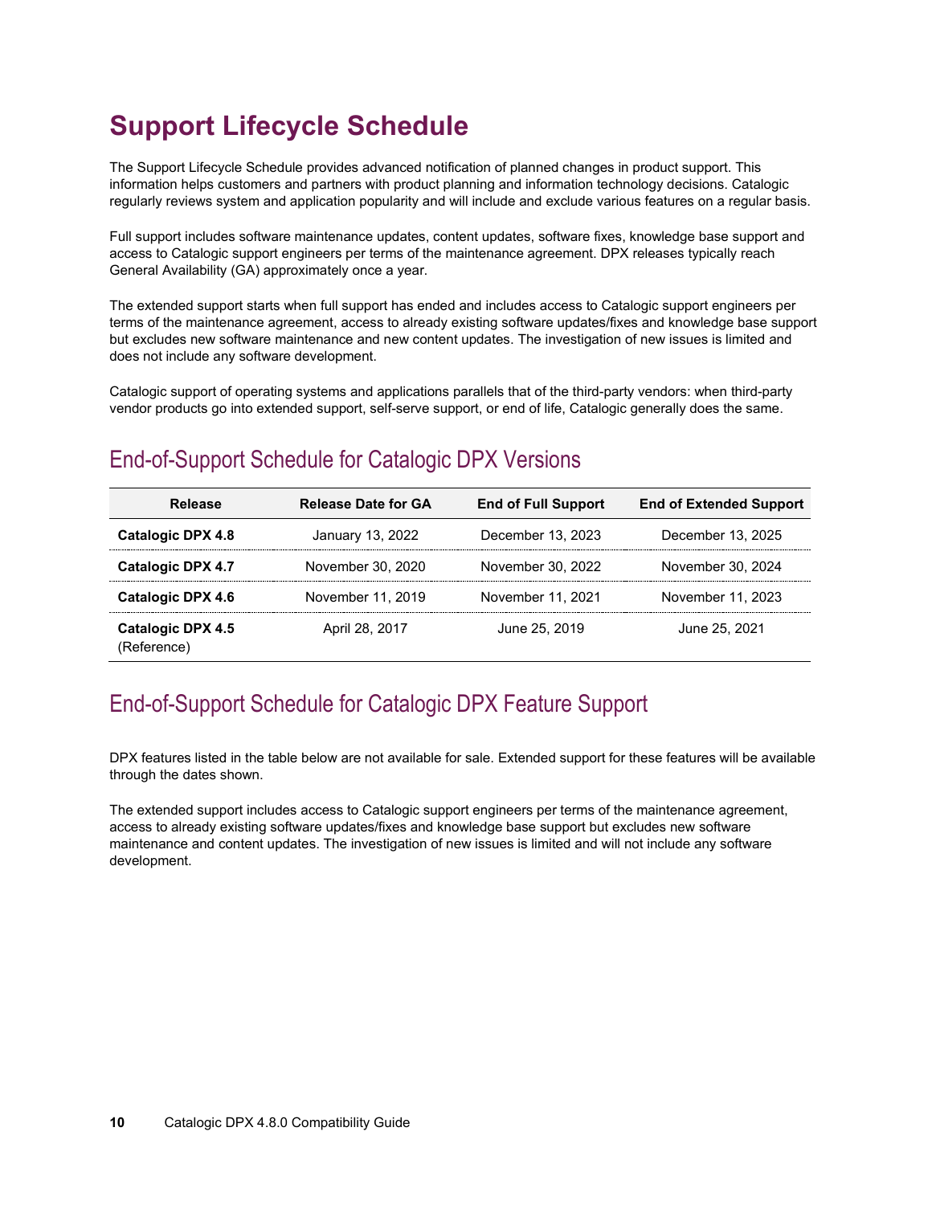# Support Lifecycle Schedule

The Support Lifecycle Schedule provides advanced notification of planned changes in product support. This information helps customers and partners with product planning and information technology decisions. Catalogic regularly reviews system and application popularity and will include and exclude various features on a regular basis.

Full support includes software maintenance updates, content updates, software fixes, knowledge base support and access to Catalogic support engineers per terms of the maintenance agreement. DPX releases typically reach General Availability (GA) approximately once a year.

The extended support starts when full support has ended and includes access to Catalogic support engineers per terms of the maintenance agreement, access to already existing software updates/fixes and knowledge base support but excludes new software maintenance and new content updates. The investigation of new issues is limited and does not include any software development.

Catalogic support of operating systems and applications parallels that of the third-party vendors: when third-party vendor products go into extended support, self-serve support, or end of life, Catalogic generally does the same.

## End-of-Support Schedule for Catalogic DPX Versions

| Release | Release Date for GA | End of Full Support | End of Extended Support |
|---|---|---|---|
| **Catalogic DPX 4.8** | January 13, 2022 | December 13, 2023 | December 13, 2025 |
| **Catalogic DPX 4.7** | November 30, 2020 | November 30, 2022 | November 30, 2024 |
| **Catalogic DPX 4.6** | November 11, 2019 | November 11, 2021 | November 11, 2023 |
| **Catalogic DPX 4.5** (Reference) | April 28, 2017 | June 25, 2019 | June 25, 2021 |

## End-of-Support Schedule for Catalogic DPX Feature Support

DPX features listed in the table below are not available for sale. Extended support for these features will be available through the dates shown.

The extended support includes access to Catalogic support engineers per terms of the maintenance agreement, access to already existing software updates/fixes and knowledge base support but excludes new software maintenance and content updates. The investigation of new issues is limited and will not include any software development.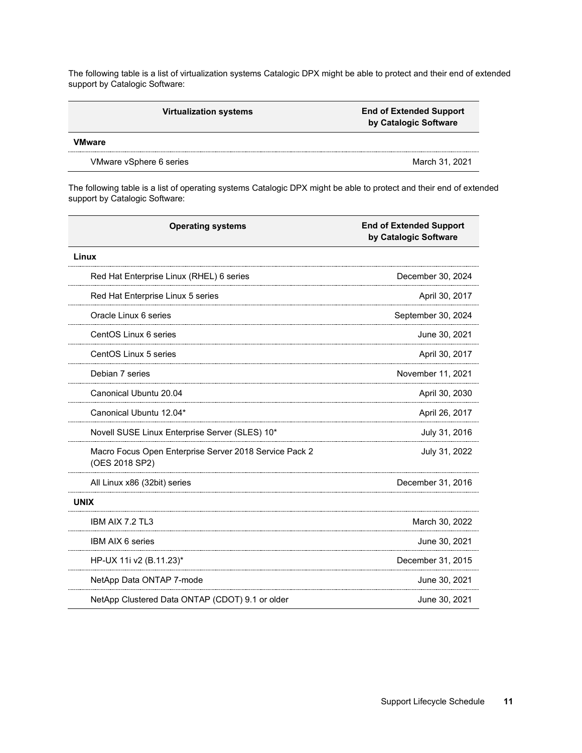The following table is a list of virtualization systems Catalogic DPX might be able to protect and their end of extended support by Catalogic Software:

| Virtualization systems | End of Extended Support by Catalogic Software |
|---|---|
| **VMware** | |
| VMware vSphere 6 series | March 31, 2021 |

The following table is a list of operating systems Catalogic DPX might be able to protect and their end of extended support by Catalogic Software:

| Operating systems | End of Extended Support by Catalogic Software |
|---|---|
| **Linux** | |
| Red Hat Enterprise Linux (RHEL) 6 series | December 30, 2024 |
| Red Hat Enterprise Linux 5 series | April 30, 2017 |
| Oracle Linux 6 series | September 30, 2024 |
| CentOS Linux 6 series | June 30, 2021 |
| CentOS Linux 5 series | April 30, 2017 |
| Debian 7 series | November 11, 2021 |
| Canonical Ubuntu 20.04 | April 30, 2030 |
| Canonical Ubuntu 12.04* | April 26, 2017 |
| Novell SUSE Linux Enterprise Server (SLES) 10* | July 31, 2016 |
| Macro Focus Open Enterprise Server 2018 Service Pack 2 (OES 2018 SP2) | July 31, 2022 |
| All Linux x86 (32bit) series | December 31, 2016 |
| **UNIX** | |
| IBM AIX 7.2 TL3 | March 30, 2022 |
| IBM AIX 6 series | June 30, 2021 |
| HP-UX 11i v2 (B.11.23)* | December 31, 2015 |
| NetApp Data ONTAP 7-mode | June 30, 2021 |
| NetApp Clustered Data ONTAP (CDOT) 9.1 or older | June 30, 2021 |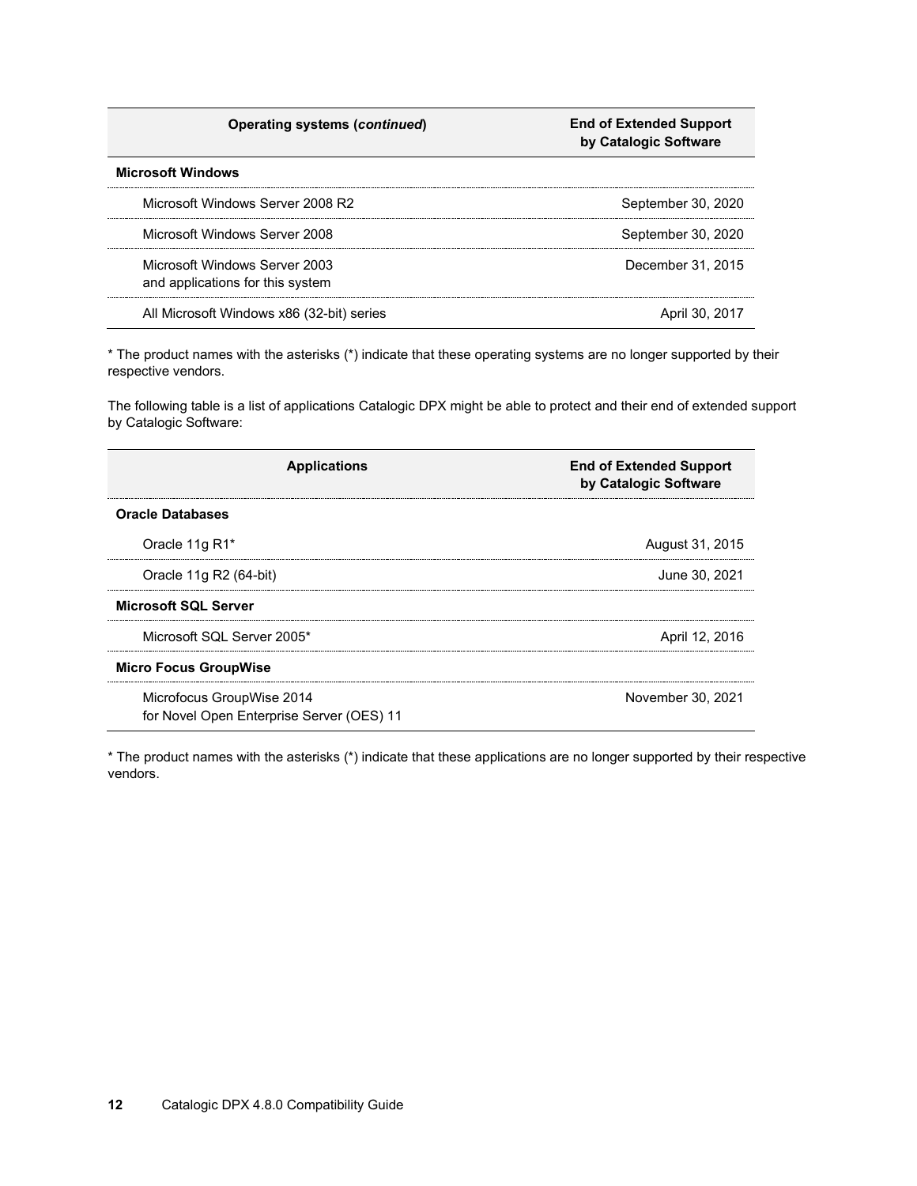| Operating systems (*continued*) | End of Extended Support by Catalogic Software |
|---|---|
| **Microsoft Windows** | |
| Microsoft Windows Server 2008 R2 | September 30, 2020 |
| Microsoft Windows Server 2008 | September 30, 2020 |
| Microsoft Windows Server 2003 and applications for this system | December 31, 2015 |
| All Microsoft Windows x86 (32-bit) series | April 30, 2017 |

* The product names with the asterisks (*) indicate that these operating systems are no longer supported by their respective vendors.

The following table is a list of applications Catalogic DPX might be able to protect and their end of extended support by Catalogic Software:

| Applications | End of Extended Support by Catalogic Software |
|---|---|
| **Oracle Databases** | |
| Oracle 11g R1* | August 31, 2015 |
| Oracle 11g R2 (64-bit) | June 30, 2021 |
| **Microsoft SQL Server** | |
| Microsoft SQL Server 2005* | April 12, 2016 |
| **Micro Focus GroupWise** | |
| Microfocus GroupWise 2014 for Novel Open Enterprise Server (OES) 11 | November 30, 2021 |

* The product names with the asterisks (*) indicate that these applications are no longer supported by their respective vendors.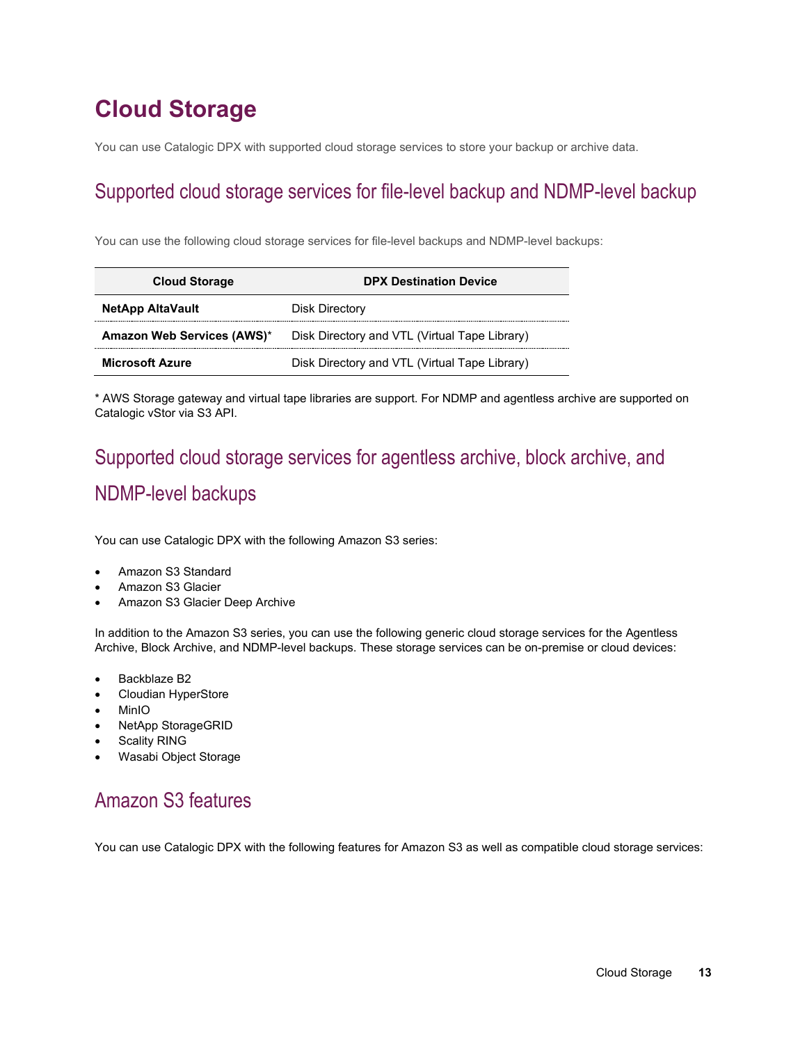# Cloud Storage

You can use Catalogic DPX with supported cloud storage services to store your backup or archive data.

## Supported cloud storage services for file-level backup and NDMP-level backup

You can use the following cloud storage services for file-level backups and NDMP-level backups:

| Cloud Storage | DPX Destination Device |
| --- | --- |
| **NetApp AltaVault** | Disk Directory |
| **Amazon Web Services (AWS)*** | Disk Directory and VTL (Virtual Tape Library) |
| **Microsoft Azure** | Disk Directory and VTL (Virtual Tape Library) |

* AWS Storage gateway and virtual tape libraries are support. For NDMP and agentless archive are supported on Catalogic vStor via S3 API.

## Supported cloud storage services for agentless archive, block archive, and NDMP-level backups

You can use Catalogic DPX with the following Amazon S3 series:

- Amazon S3 Standard
- Amazon S3 Glacier
- Amazon S3 Glacier Deep Archive

In addition to the Amazon S3 series, you can use the following generic cloud storage services for the Agentless Archive, Block Archive, and NDMP-level backups. These storage services can be on-premise or cloud devices:

- Backblaze B2
- Cloudian HyperStore
- MinIO
- NetApp StorageGRID
- Scality RING
- Wasabi Object Storage

## Amazon S3 features

You can use Catalogic DPX with the following features for Amazon S3 as well as compatible cloud storage services: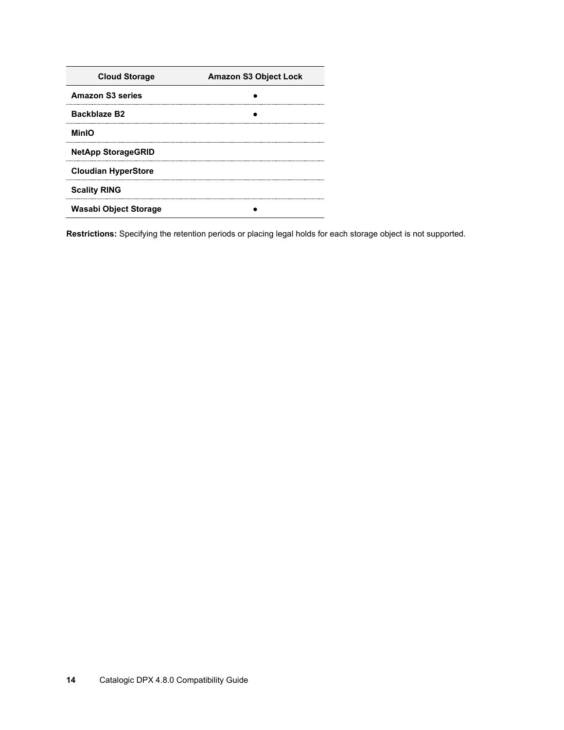| Cloud Storage | Amazon S3 Object Lock |
|---|---|
| **Amazon S3 series** | ● |
| **Backblaze B2** | ● |
| **MinIO** | |
| **NetApp StorageGRID** | |
| **Cloudian HyperStore** | |
| **Scality RING** | |
| **Wasabi Object Storage** | ● |

**Restrictions:** Specifying the retention periods or placing legal holds for each storage object is not supported.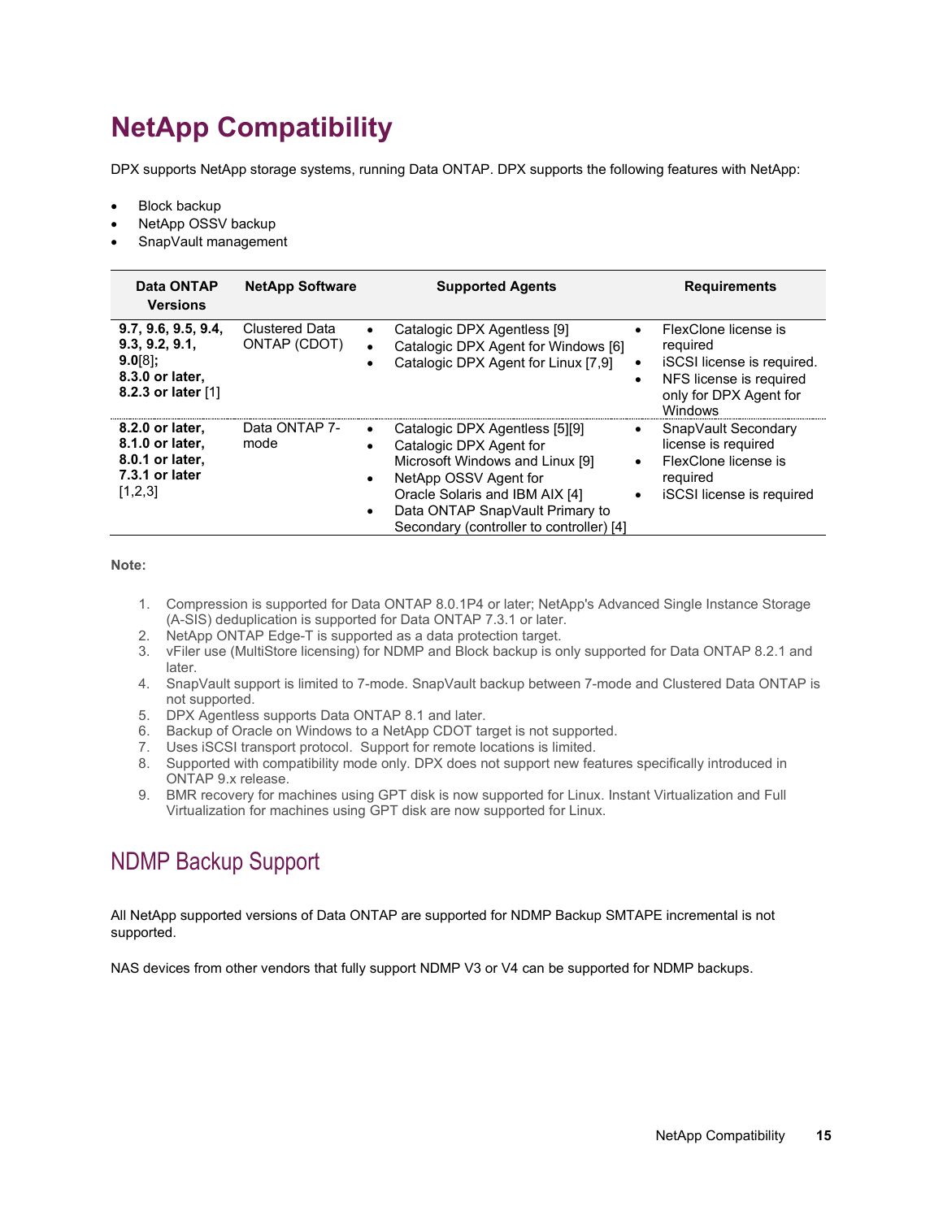# NetApp Compatibility

DPX supports NetApp storage systems, running Data ONTAP. DPX supports the following features with NetApp:

- Block backup
- NetApp OSSV backup
- SnapVault management

| Data ONTAP Versions | NetApp Software | Supported Agents | Requirements |
|---|---|---|---|
| **9.7, 9.6, 9.5, 9.4, 9.3, 9.2, 9.1, 9.0**[8]**;** **8.3.0 or later,** **8.2.3 or later** [1] | Clustered Data ONTAP (CDOT) | • Catalogic DPX Agentless [9]<br>• Catalogic DPX Agent for Windows [6]<br>• Catalogic DPX Agent for Linux [7,9] | • FlexClone license is required<br>• iSCSI license is required.<br>• NFS license is required only for DPX Agent for Windows |
| **8.2.0 or later,** **8.1.0 or later,** **8.0.1 or later,** **7.3.1 or later** [1,2,3] | Data ONTAP 7-mode | • Catalogic DPX Agentless [5][9]<br>• Catalogic DPX Agent for Microsoft Windows and Linux [9]<br>• NetApp OSSV Agent for Oracle Solaris and IBM AIX [4]<br>• Data ONTAP SnapVault Primary to Secondary (controller to controller) [4] | • SnapVault Secondary license is required<br>• FlexClone license is required<br>• iSCSI license is required |

**Note:**

1. Compression is supported for Data ONTAP 8.0.1P4 or later; NetApp's Advanced Single Instance Storage (A-SIS) deduplication is supported for Data ONTAP 7.3.1 or later.
2. NetApp ONTAP Edge-T is supported as a data protection target.
3. vFiler use (MultiStore licensing) for NDMP and Block backup is only supported for Data ONTAP 8.2.1 and later.
4. SnapVault support is limited to 7-mode. SnapVault backup between 7-mode and Clustered Data ONTAP is not supported.
5. DPX Agentless supports Data ONTAP 8.1 and later.
6. Backup of Oracle on Windows to a NetApp CDOT target is not supported.
7. Uses iSCSI transport protocol. Support for remote locations is limited.
8. Supported with compatibility mode only. DPX does not support new features specifically introduced in ONTAP 9.x release.
9. BMR recovery for machines using GPT disk is now supported for Linux. Instant Virtualization and Full Virtualization for machines using GPT disk are now supported for Linux.

## NDMP Backup Support

All NetApp supported versions of Data ONTAP are supported for NDMP Backup SMTAPE incremental is not supported.

NAS devices from other vendors that fully support NDMP V3 or V4 can be supported for NDMP backups.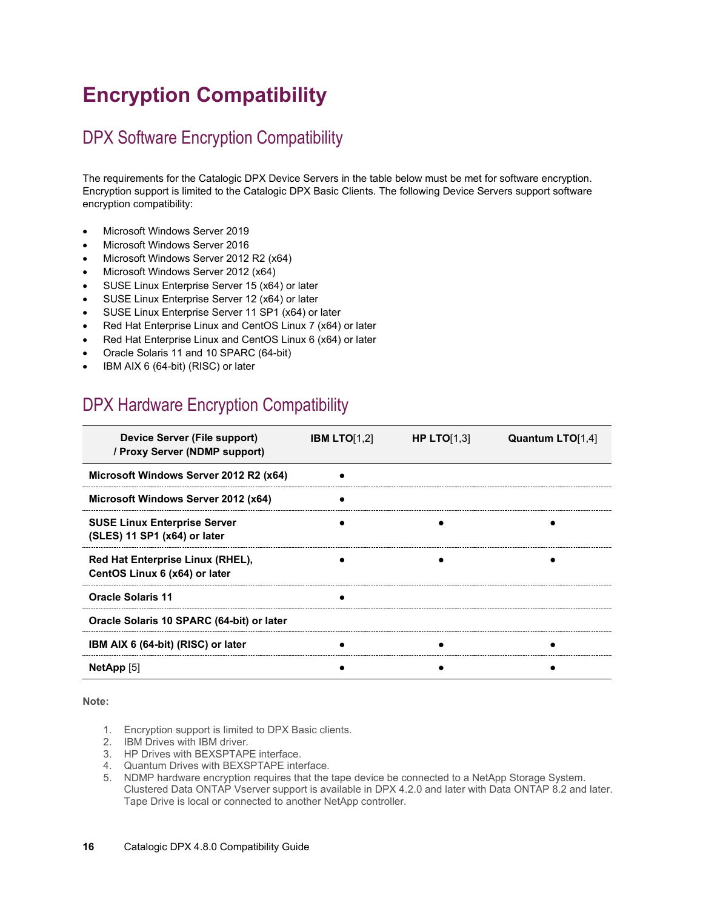# Encryption Compatibility

## DPX Software Encryption Compatibility

The requirements for the Catalogic DPX Device Servers in the table below must be met for software encryption. Encryption support is limited to the Catalogic DPX Basic Clients. The following Device Servers support software encryption compatibility:

- Microsoft Windows Server 2019
- Microsoft Windows Server 2016
- Microsoft Windows Server 2012 R2 (x64)
- Microsoft Windows Server 2012 (x64)
- SUSE Linux Enterprise Server 15 (x64) or later
- SUSE Linux Enterprise Server 12 (x64) or later
- SUSE Linux Enterprise Server 11 SP1 (x64) or later
- Red Hat Enterprise Linux and CentOS Linux 7 (x64) or later
- Red Hat Enterprise Linux and CentOS Linux 6 (x64) or later
- Oracle Solaris 11 and 10 SPARC (64-bit)
- IBM AIX 6 (64-bit) (RISC) or later

## DPX Hardware Encryption Compatibility

| Device Server (File support) / Proxy Server (NDMP support) | IBM LTO[1,2] | HP LTO[1,3] | Quantum LTO[1,4] |
|---|---|---|---|
| **Microsoft Windows Server 2012 R2 (x64)** | ● | | |
| **Microsoft Windows Server 2012 (x64)** | ● | | |
| **SUSE Linux Enterprise Server (SLES) 11 SP1 (x64) or later** | ● | ● | ● |
| **Red Hat Enterprise Linux (RHEL), CentOS Linux 6 (x64) or later** | ● | ● | ● |
| **Oracle Solaris 11** | ● | | |
| **Oracle Solaris 10 SPARC (64-bit) or later** | | | |
| **IBM AIX 6 (64-bit) (RISC) or later** | ● | ● | ● |
| **NetApp** [5] | ● | ● | ● |

**Note:**

1. Encryption support is limited to DPX Basic clients.
2. IBM Drives with IBM driver.
3. HP Drives with BEXSPTAPE interface.
4. Quantum Drives with BEXSPTAPE interface.
5. NDMP hardware encryption requires that the tape device be connected to a NetApp Storage System. Clustered Data ONTAP Vserver support is available in DPX 4.2.0 and later with Data ONTAP 8.2 and later. Tape Drive is local or connected to another NetApp controller.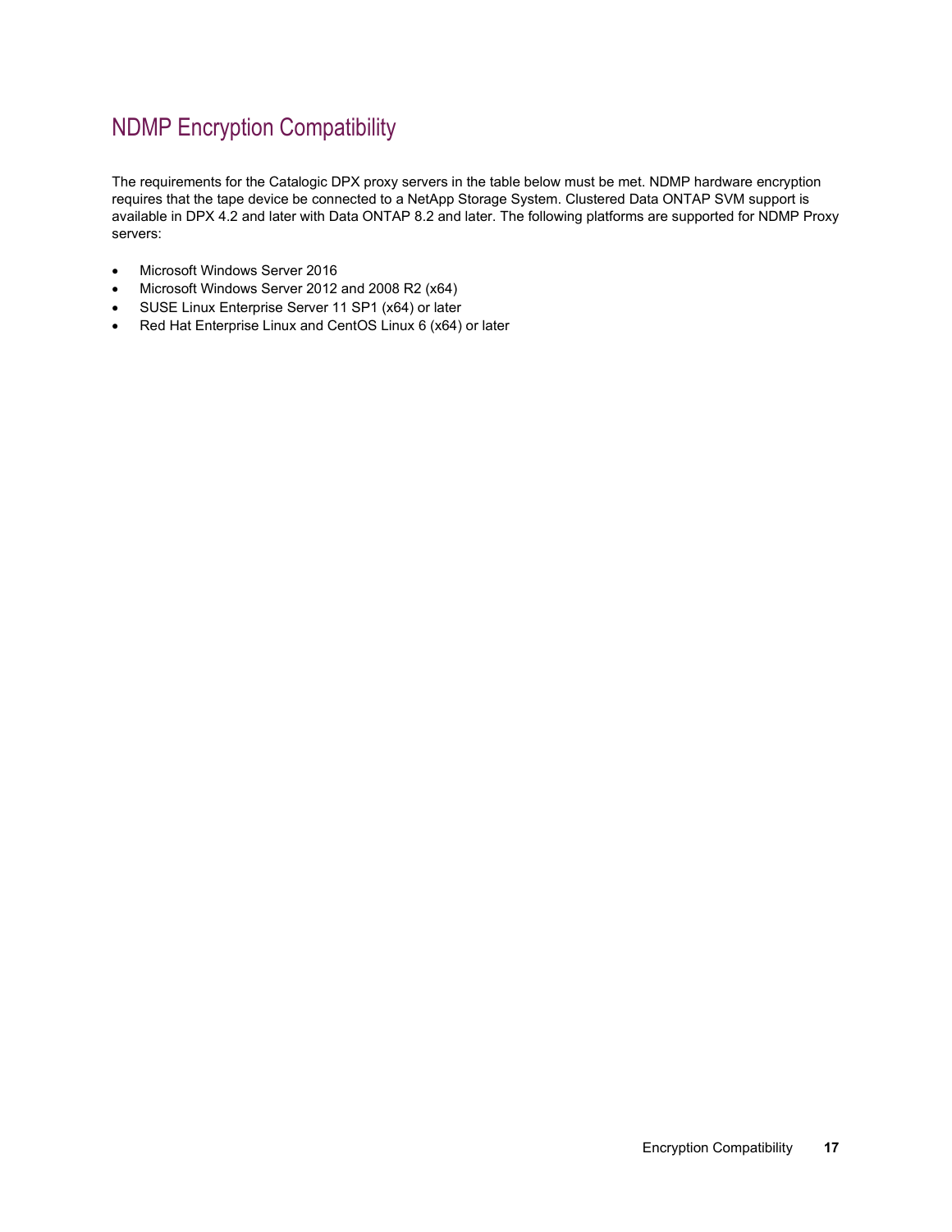# NDMP Encryption Compatibility

The requirements for the Catalogic DPX proxy servers in the table below must be met. NDMP hardware encryption requires that the tape device be connected to a NetApp Storage System. Clustered Data ONTAP SVM support is available in DPX 4.2 and later with Data ONTAP 8.2 and later. The following platforms are supported for NDMP Proxy servers:

- Microsoft Windows Server 2016
- Microsoft Windows Server 2012 and 2008 R2 (x64)
- SUSE Linux Enterprise Server 11 SP1 (x64) or later
- Red Hat Enterprise Linux and CentOS Linux 6 (x64) or later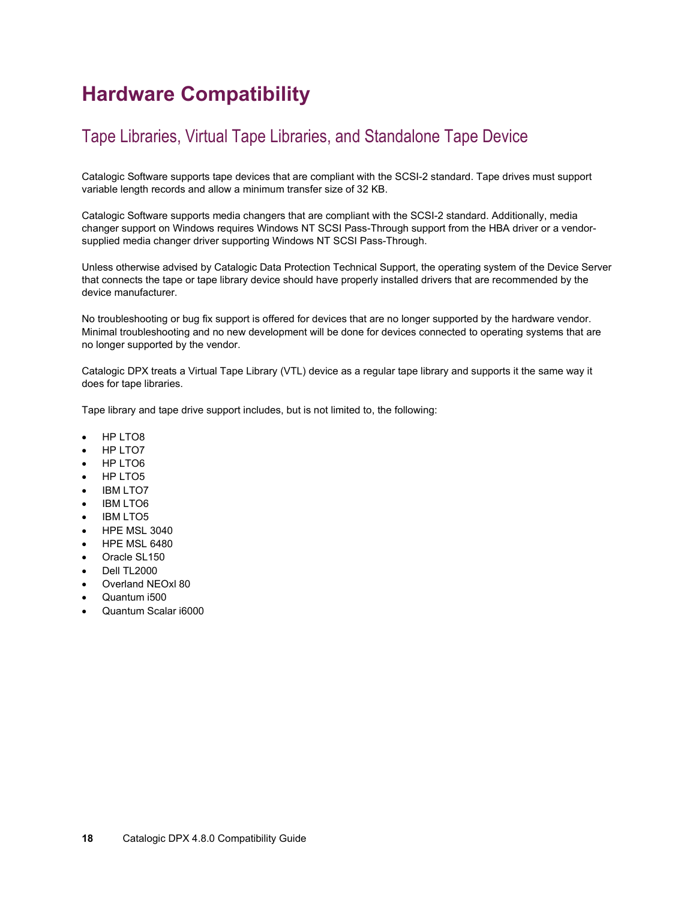# Hardware Compatibility

## Tape Libraries, Virtual Tape Libraries, and Standalone Tape Device

Catalogic Software supports tape devices that are compliant with the SCSI-2 standard. Tape drives must support variable length records and allow a minimum transfer size of 32 KB.

Catalogic Software supports media changers that are compliant with the SCSI-2 standard. Additionally, media changer support on Windows requires Windows NT SCSI Pass-Through support from the HBA driver or a vendor-supplied media changer driver supporting Windows NT SCSI Pass-Through.

Unless otherwise advised by Catalogic Data Protection Technical Support, the operating system of the Device Server that connects the tape or tape library device should have properly installed drivers that are recommended by the device manufacturer.

No troubleshooting or bug fix support is offered for devices that are no longer supported by the hardware vendor. Minimal troubleshooting and no new development will be done for devices connected to operating systems that are no longer supported by the vendor.

Catalogic DPX treats a Virtual Tape Library (VTL) device as a regular tape library and supports it the same way it does for tape libraries.

Tape library and tape drive support includes, but is not limited to, the following:

- HP LTO8
- HP LTO7
- HP LTO6
- HP LTO5
- IBM LTO7
- IBM LTO6
- IBM LTO5
- HPE MSL 3040
- HPE MSL 6480
- Oracle SL150
- Dell TL2000
- Overland NEOxl 80
- Quantum i500
- Quantum Scalar i6000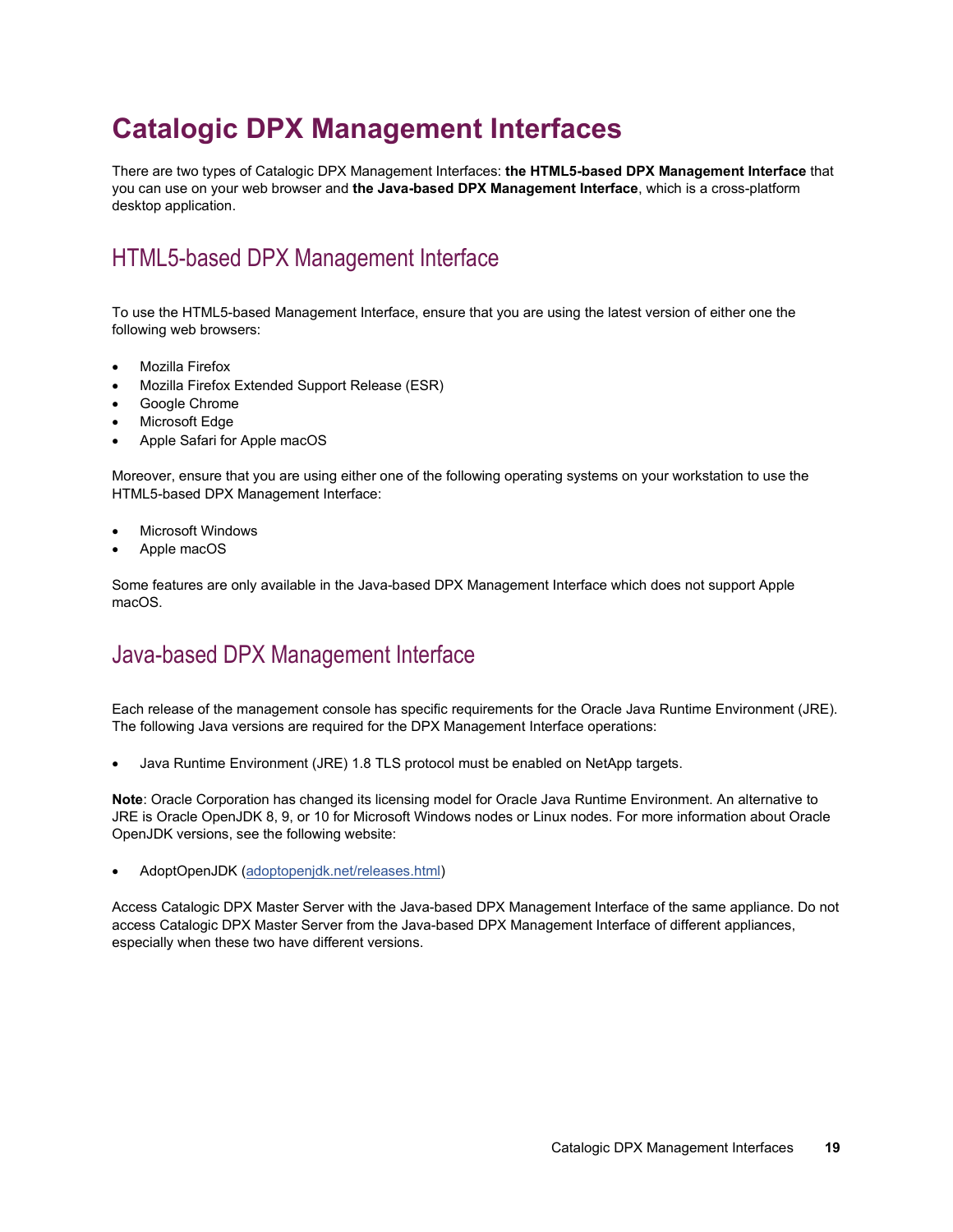# Catalogic DPX Management Interfaces

There are two types of Catalogic DPX Management Interfaces: **the HTML5-based DPX Management Interface** that you can use on your web browser and **the Java-based DPX Management Interface**, which is a cross-platform desktop application.

## HTML5-based DPX Management Interface

To use the HTML5-based Management Interface, ensure that you are using the latest version of either one the following web browsers:

- Mozilla Firefox
- Mozilla Firefox Extended Support Release (ESR)
- Google Chrome
- Microsoft Edge
- Apple Safari for Apple macOS

Moreover, ensure that you are using either one of the following operating systems on your workstation to use the HTML5-based DPX Management Interface:

- Microsoft Windows
- Apple macOS

Some features are only available in the Java-based DPX Management Interface which does not support Apple macOS.

## Java-based DPX Management Interface

Each release of the management console has specific requirements for the Oracle Java Runtime Environment (JRE). The following Java versions are required for the DPX Management Interface operations:

- Java Runtime Environment (JRE) 1.8 TLS protocol must be enabled on NetApp targets.

**Note**: Oracle Corporation has changed its licensing model for Oracle Java Runtime Environment. An alternative to JRE is Oracle OpenJDK 8, 9, or 10 for Microsoft Windows nodes or Linux nodes. For more information about Oracle OpenJDK versions, see the following website:

- AdoptOpenJDK (adoptopenjdk.net/releases.html)

Access Catalogic DPX Master Server with the Java-based DPX Management Interface of the same appliance. Do not access Catalogic DPX Master Server from the Java-based DPX Management Interface of different appliances, especially when these two have different versions.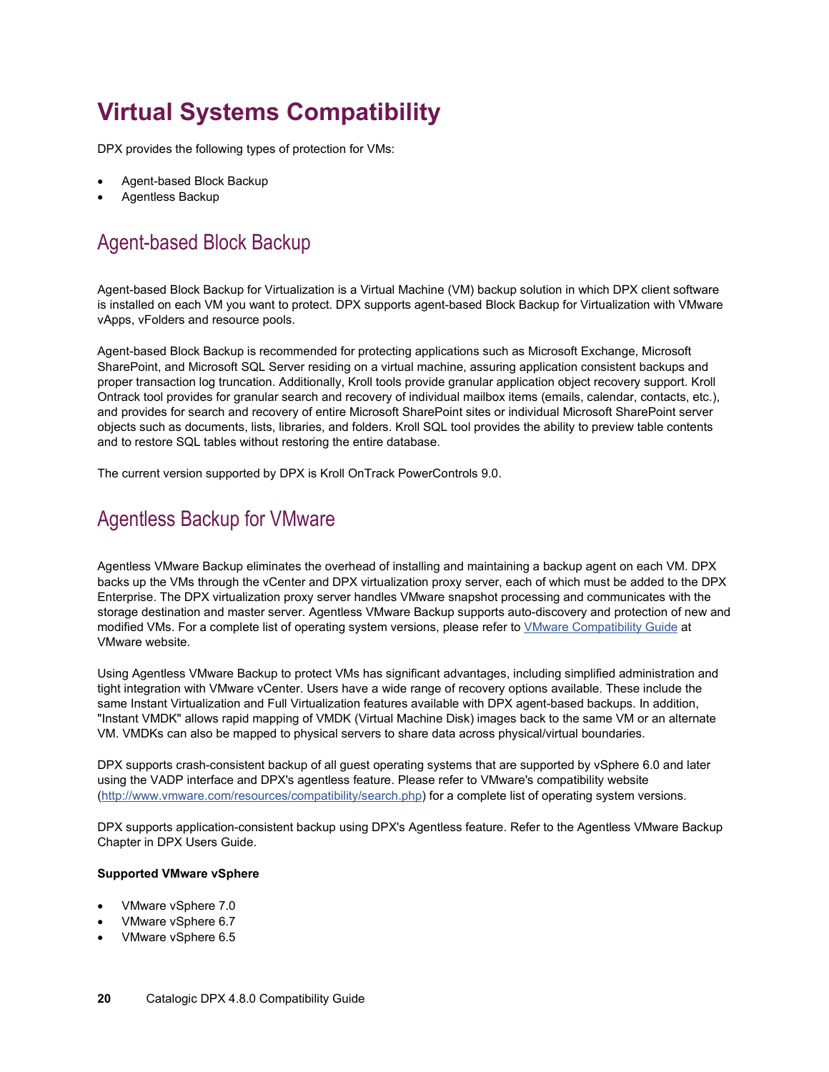# Virtual Systems Compatibility

DPX provides the following types of protection for VMs:

- Agent-based Block Backup
- Agentless Backup

## Agent-based Block Backup

Agent-based Block Backup for Virtualization is a Virtual Machine (VM) backup solution in which DPX client software is installed on each VM you want to protect. DPX supports agent-based Block Backup for Virtualization with VMware vApps, vFolders and resource pools.

Agent-based Block Backup is recommended for protecting applications such as Microsoft Exchange, Microsoft SharePoint, and Microsoft SQL Server residing on a virtual machine, assuring application consistent backups and proper transaction log truncation. Additionally, Kroll tools provide granular application object recovery support. Kroll Ontrack tool provides for granular search and recovery of individual mailbox items (emails, calendar, contacts, etc.), and provides for search and recovery of entire Microsoft SharePoint sites or individual Microsoft SharePoint server objects such as documents, lists, libraries, and folders. Kroll SQL tool provides the ability to preview table contents and to restore SQL tables without restoring the entire database.

The current version supported by DPX is Kroll OnTrack PowerControls 9.0.

## Agentless Backup for VMware

Agentless VMware Backup eliminates the overhead of installing and maintaining a backup agent on each VM. DPX backs up the VMs through the vCenter and DPX virtualization proxy server, each of which must be added to the DPX Enterprise. The DPX virtualization proxy server handles VMware snapshot processing and communicates with the storage destination and master server. Agentless VMware Backup supports auto-discovery and protection of new and modified VMs. For a complete list of operating system versions, please refer to [VMware Compatibility Guide](http://www.vmware.com/resources/compatibility/search.php) at VMware website.

Using Agentless VMware Backup to protect VMs has significant advantages, including simplified administration and tight integration with VMware vCenter. Users have a wide range of recovery options available. These include the same Instant Virtualization and Full Virtualization features available with DPX agent-based backups. In addition, "Instant VMDK" allows rapid mapping of VMDK (Virtual Machine Disk) images back to the same VM or an alternate VM. VMDKs can also be mapped to physical servers to share data across physical/virtual boundaries.

DPX supports crash-consistent backup of all guest operating systems that are supported by vSphere 6.0 and later using the VADP interface and DPX's agentless feature. Please refer to VMware's compatibility website (http://www.vmware.com/resources/compatibility/search.php) for a complete list of operating system versions.

DPX supports application-consistent backup using DPX's Agentless feature. Refer to the Agentless VMware Backup Chapter in DPX Users Guide.

**Supported VMware vSphere**

- VMware vSphere 7.0
- VMware vSphere 6.7
- VMware vSphere 6.5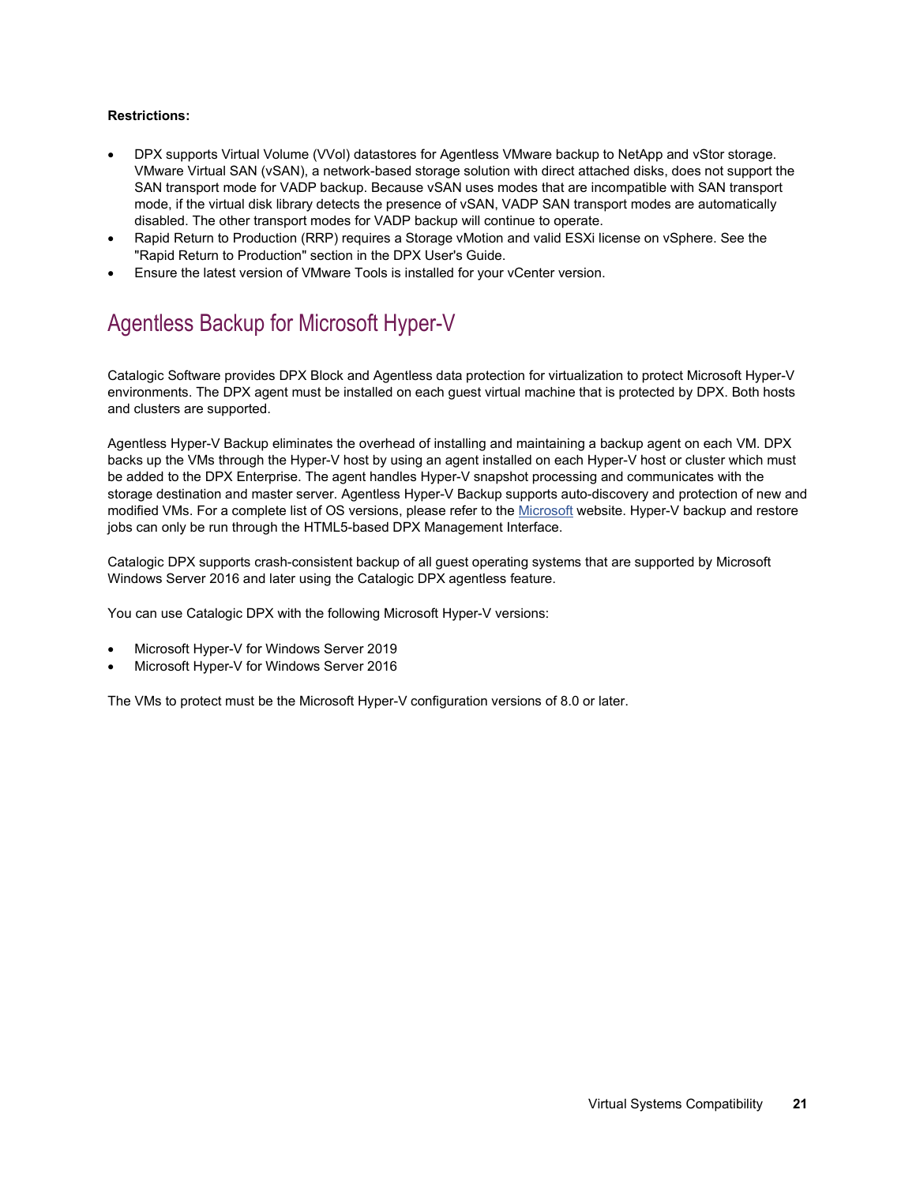**Restrictions:**

- DPX supports Virtual Volume (VVol) datastores for Agentless VMware backup to NetApp and vStor storage. VMware Virtual SAN (vSAN), a network-based storage solution with direct attached disks, does not support the SAN transport mode for VADP backup. Because vSAN uses modes that are incompatible with SAN transport mode, if the virtual disk library detects the presence of vSAN, VADP SAN transport modes are automatically disabled. The other transport modes for VADP backup will continue to operate.
- Rapid Return to Production (RRP) requires a Storage vMotion and valid ESXi license on vSphere. See the "Rapid Return to Production" section in the DPX User's Guide.
- Ensure the latest version of VMware Tools is installed for your vCenter version.

## Agentless Backup for Microsoft Hyper-V

Catalogic Software provides DPX Block and Agentless data protection for virtualization to protect Microsoft Hyper-V environments. The DPX agent must be installed on each guest virtual machine that is protected by DPX. Both hosts and clusters are supported.

Agentless Hyper-V Backup eliminates the overhead of installing and maintaining a backup agent on each VM. DPX backs up the VMs through the Hyper-V host by using an agent installed on each Hyper-V host or cluster which must be added to the DPX Enterprise. The agent handles Hyper-V snapshot processing and communicates with the storage destination and master server. Agentless Hyper-V Backup supports auto-discovery and protection of new and modified VMs. For a complete list of OS versions, please refer to the Microsoft website. Hyper-V backup and restore jobs can only be run through the HTML5-based DPX Management Interface.

Catalogic DPX supports crash-consistent backup of all guest operating systems that are supported by Microsoft Windows Server 2016 and later using the Catalogic DPX agentless feature.

You can use Catalogic DPX with the following Microsoft Hyper-V versions:

- Microsoft Hyper-V for Windows Server 2019
- Microsoft Hyper-V for Windows Server 2016

The VMs to protect must be the Microsoft Hyper-V configuration versions of 8.0 or later.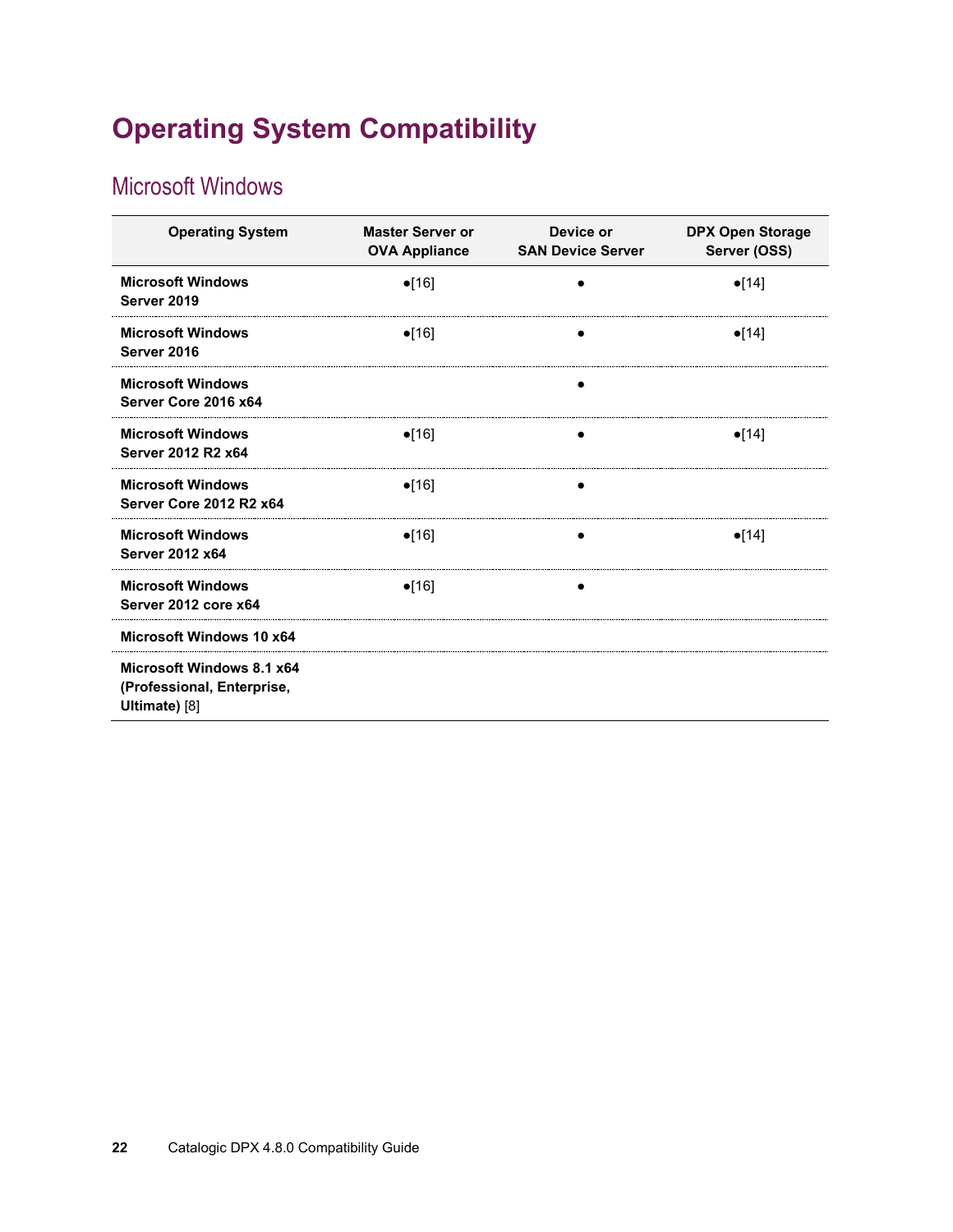# Operating System Compatibility

## Microsoft Windows

| Operating System | Master Server or OVA Appliance | Device or SAN Device Server | DPX Open Storage Server (OSS) |
|---|---|---|---|
| **Microsoft Windows Server 2019** | ●[16] | ● | ●[14] |
| **Microsoft Windows Server 2016** | ●[16] | ● | ●[14] |
| **Microsoft Windows Server Core 2016 x64** | | ● | |
| **Microsoft Windows Server 2012 R2 x64** | ●[16] | ● | ●[14] |
| **Microsoft Windows Server Core 2012 R2 x64** | ●[16] | ● | |
| **Microsoft Windows Server 2012 x64** | ●[16] | ● | ●[14] |
| **Microsoft Windows Server 2012 core x64** | ●[16] | ● | |
| **Microsoft Windows 10 x64** | | | |
| **Microsoft Windows 8.1 x64 (Professional, Enterprise, Ultimate)** [8] | | | |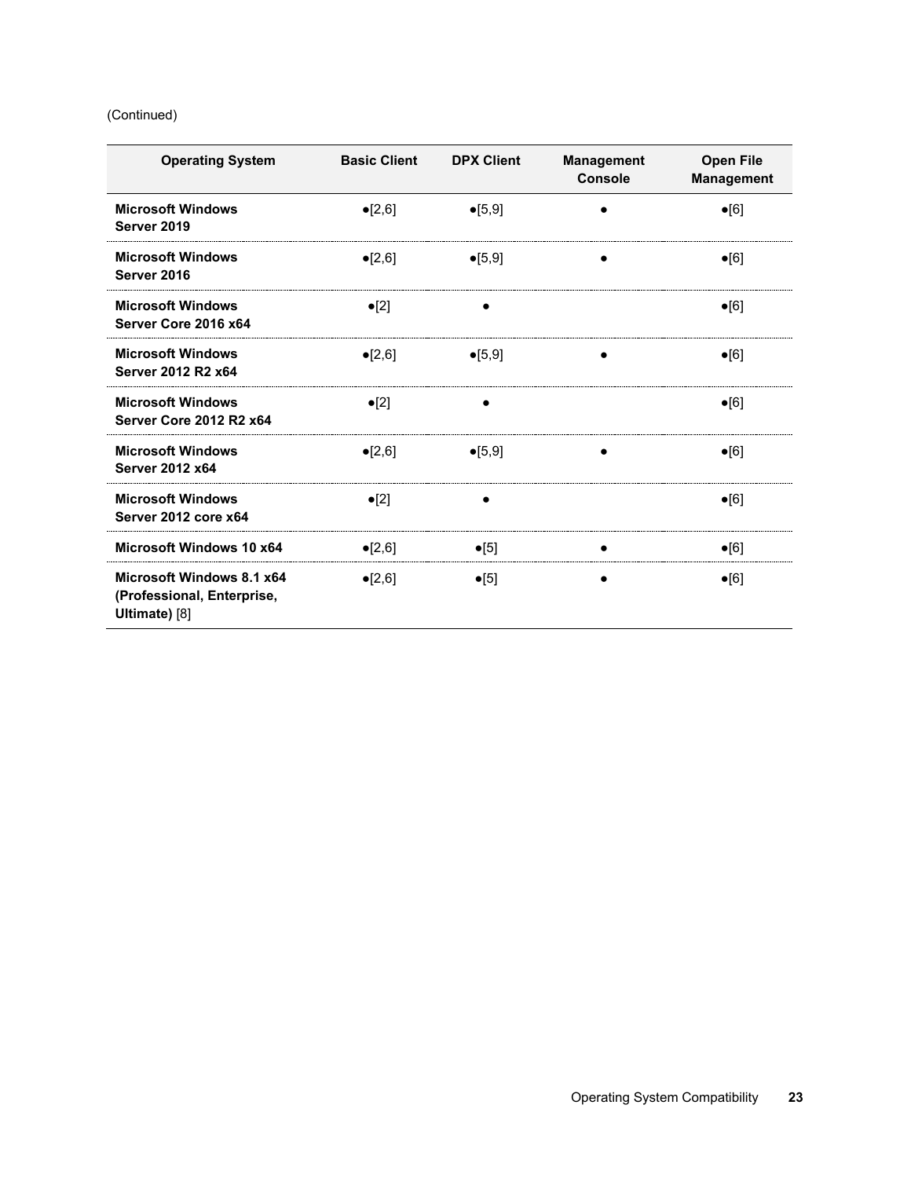(Continued)

| Operating System | Basic Client | DPX Client | Management Console | Open File Management |
|---|---|---|---|---|
| **Microsoft Windows Server 2019** | ●[2,6] | ●[5,9] | ● | ●[6] |
| **Microsoft Windows Server 2016** | ●[2,6] | ●[5,9] | ● | ●[6] |
| **Microsoft Windows Server Core 2016 x64** | ●[2] | ● | | ●[6] |
| **Microsoft Windows Server 2012 R2 x64** | ●[2,6] | ●[5,9] | ● | ●[6] |
| **Microsoft Windows Server Core 2012 R2 x64** | ●[2] | ● | | ●[6] |
| **Microsoft Windows Server 2012 x64** | ●[2,6] | ●[5,9] | ● | ●[6] |
| **Microsoft Windows Server 2012 core x64** | ●[2] | ● | | ●[6] |
| **Microsoft Windows 10 x64** | ●[2,6] | ●[5] | ● | ●[6] |
| **Microsoft Windows 8.1 x64 (Professional, Enterprise, Ultimate)** [8] | ●[2,6] | ●[5] | ● | ●[6] |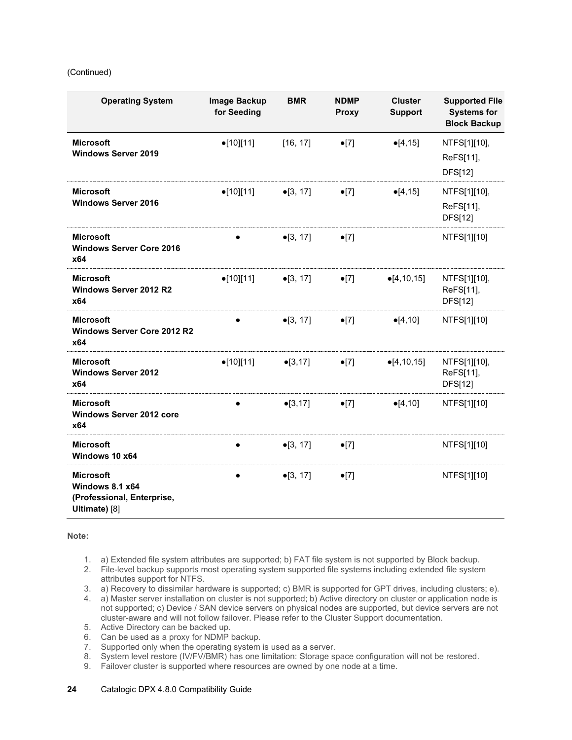(Continued)

| Operating System | Image Backup for Seeding | BMR | NDMP Proxy | Cluster Support | Supported File Systems for Block Backup |
|---|---|---|---|---|---|
| **Microsoft Windows Server 2019** | ●[10][11] | [16, 17] | ●[7] | ●[4,15] | NTFS[1][10], ReFS[11], DFS[12] |
| **Microsoft Windows Server 2016** | ●[10][11] | ●[3, 17] | ●[7] | ●[4,15] | NTFS[1][10], ReFS[11], DFS[12] |
| **Microsoft Windows Server Core 2016 x64** | ● | ●[3, 17] | ●[7] | | NTFS[1][10] |
| **Microsoft Windows Server 2012 R2 x64** | ●[10][11] | ●[3, 17] | ●[7] | ●[4,10,15] | NTFS[1][10], ReFS[11], DFS[12] |
| **Microsoft Windows Server Core 2012 R2 x64** | ● | ●[3, 17] | ●[7] | ●[4,10] | NTFS[1][10] |
| **Microsoft Windows Server 2012 x64** | ●[10][11] | ●[3,17] | ●[7] | ●[4,10,15] | NTFS[1][10], ReFS[11], DFS[12] |
| **Microsoft Windows Server 2012 core x64** | ● | ●[3,17] | ●[7] | ●[4,10] | NTFS[1][10] |
| **Microsoft Windows 10 x64** | ● | ●[3, 17] | ●[7] | | NTFS[1][10] |
| **Microsoft Windows 8.1 x64 (Professional, Enterprise, Ultimate)** [8] | ● | ●[3, 17] | ●[7] | | NTFS[1][10] |

**Note:**

1. a) Extended file system attributes are supported; b) FAT file system is not supported by Block backup.
2. File-level backup supports most operating system supported file systems including extended file system attributes support for NTFS.
3. a) Recovery to dissimilar hardware is supported; c) BMR is supported for GPT drives, including clusters; e).
4. a) Master server installation on cluster is not supported; b) Active directory on cluster or application node is not supported; c) Device / SAN device servers on physical nodes are supported, but device servers are not cluster-aware and will not follow failover. Please refer to the Cluster Support documentation.
5. Active Directory can be backed up.
6. Can be used as a proxy for NDMP backup.
7. Supported only when the operating system is used as a server.
8. System level restore (IV/FV/BMR) has one limitation: Storage space configuration will not be restored.
9. Failover cluster is supported where resources are owned by one node at a time.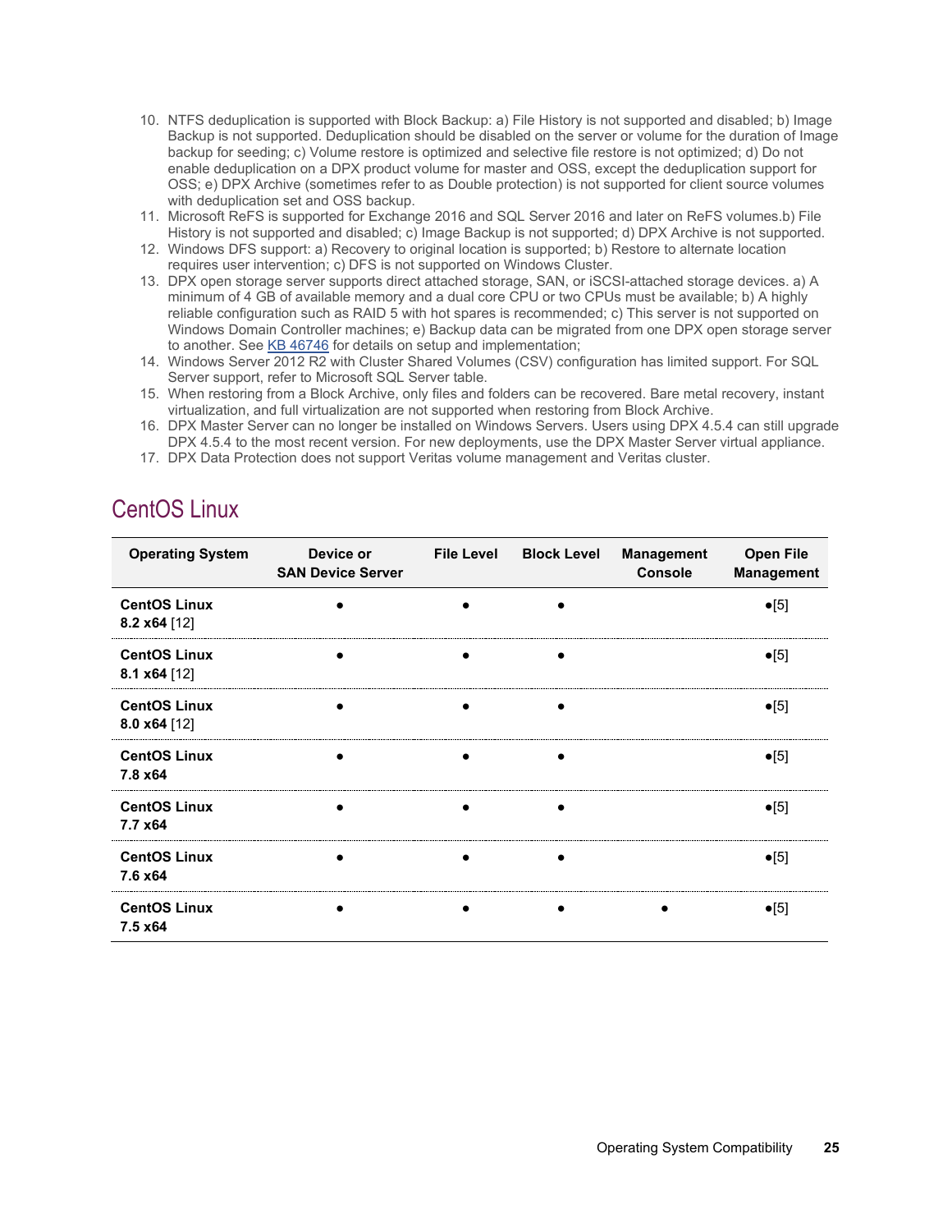10. NTFS deduplication is supported with Block Backup: a) File History is not supported and disabled; b) Image Backup is not supported. Deduplication should be disabled on the server or volume for the duration of Image backup for seeding; c) Volume restore is optimized and selective file restore is not optimized; d) Do not enable deduplication on a DPX product volume for master and OSS, except the deduplication support for OSS; e) DPX Archive (sometimes refer to as Double protection) is not supported for client source volumes with deduplication set and OSS backup.
11. Microsoft ReFS is supported for Exchange 2016 and SQL Server 2016 and later on ReFS volumes.b) File History is not supported and disabled; c) Image Backup is not supported; d) DPX Archive is not supported.
12. Windows DFS support: a) Recovery to original location is supported; b) Restore to alternate location requires user intervention; c) DFS is not supported on Windows Cluster.
13. DPX open storage server supports direct attached storage, SAN, or iSCSI-attached storage devices. a) A minimum of 4 GB of available memory and a dual core CPU or two CPUs must be available; b) A highly reliable configuration such as RAID 5 with hot spares is recommended; c) This server is not supported on Windows Domain Controller machines; e) Backup data can be migrated from one DPX open storage server to another. See KB 46746 for details on setup and implementation;
14. Windows Server 2012 R2 with Cluster Shared Volumes (CSV) configuration has limited support. For SQL Server support, refer to Microsoft SQL Server table.
15. When restoring from a Block Archive, only files and folders can be recovered. Bare metal recovery, instant virtualization, and full virtualization are not supported when restoring from Block Archive.
16. DPX Master Server can no longer be installed on Windows Servers. Users using DPX 4.5.4 can still upgrade DPX 4.5.4 to the most recent version. For new deployments, use the DPX Master Server virtual appliance.
17. DPX Data Protection does not support Veritas volume management and Veritas cluster.

## CentOS Linux

| Operating System | Device or SAN Device Server | File Level | Block Level | Management Console | Open File Management |
|---|---|---|---|---|---|
| **CentOS Linux 8.2 x64** [12] | ● | ● | ● | | ●[5] |
| **CentOS Linux 8.1 x64** [12] | ● | ● | ● | | ●[5] |
| **CentOS Linux 8.0 x64** [12] | ● | ● | ● | | ●[5] |
| **CentOS Linux 7.8 x64** | ● | ● | ● | | ●[5] |
| **CentOS Linux 7.7 x64** | ● | ● | ● | | ●[5] |
| **CentOS Linux 7.6 x64** | ● | ● | ● | | ●[5] |
| **CentOS Linux 7.5 x64** | ● | ● | ● | ● | ●[5] |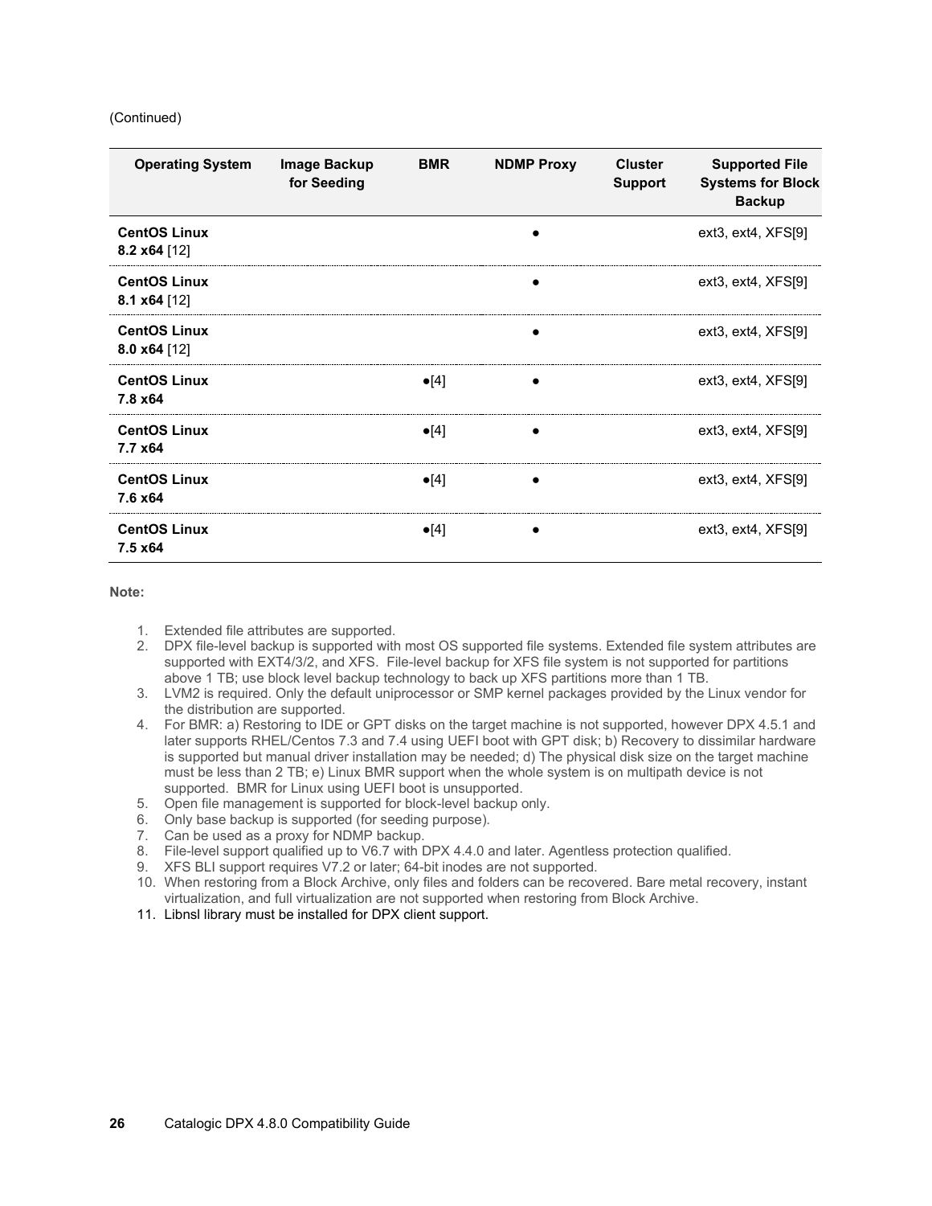(Continued)

| Operating System | Image Backup for Seeding | BMR | NDMP Proxy | Cluster Support | Supported File Systems for Block Backup |
|---|---|---|---|---|---|
| **CentOS Linux 8.2 x64** [12] | | | ● | | ext3, ext4, XFS[9] |
| **CentOS Linux 8.1 x64** [12] | | | ● | | ext3, ext4, XFS[9] |
| **CentOS Linux 8.0 x64** [12] | | | ● | | ext3, ext4, XFS[9] |
| **CentOS Linux 7.8 x64** | | ●[4] | ● | | ext3, ext4, XFS[9] |
| **CentOS Linux 7.7 x64** | | ●[4] | ● | | ext3, ext4, XFS[9] |
| **CentOS Linux 7.6 x64** | | ●[4] | ● | | ext3, ext4, XFS[9] |
| **CentOS Linux 7.5 x64** | | ●[4] | ● | | ext3, ext4, XFS[9] |

**Note:**

1. Extended file attributes are supported.
2. DPX file-level backup is supported with most OS supported file systems. Extended file system attributes are supported with EXT4/3/2, and XFS. File-level backup for XFS file system is not supported for partitions above 1 TB; use block level backup technology to back up XFS partitions more than 1 TB.
3. LVM2 is required. Only the default uniprocessor or SMP kernel packages provided by the Linux vendor for the distribution are supported.
4. For BMR: a) Restoring to IDE or GPT disks on the target machine is not supported, however DPX 4.5.1 and later supports RHEL/Centos 7.3 and 7.4 using UEFI boot with GPT disk; b) Recovery to dissimilar hardware is supported but manual driver installation may be needed; d) The physical disk size on the target machine must be less than 2 TB; e) Linux BMR support when the whole system is on multipath device is not supported. BMR for Linux using UEFI boot is unsupported.
5. Open file management is supported for block-level backup only.
6. Only base backup is supported (for seeding purpose).
7. Can be used as a proxy for NDMP backup.
8. File-level support qualified up to V6.7 with DPX 4.4.0 and later. Agentless protection qualified.
9. XFS BLI support requires V7.2 or later; 64-bit inodes are not supported.
10. When restoring from a Block Archive, only files and folders can be recovered. Bare metal recovery, instant virtualization, and full virtualization are not supported when restoring from Block Archive.
11. Libnsl library must be installed for DPX client support.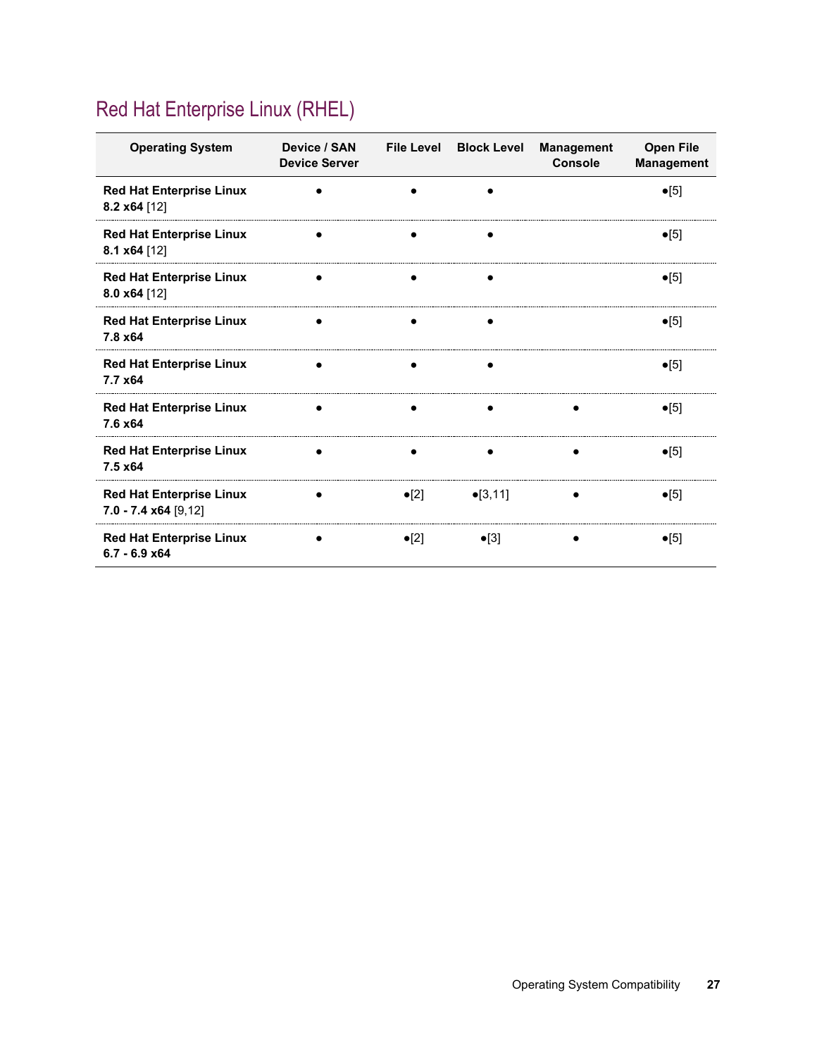## Red Hat Enterprise Linux (RHEL)

| Operating System | Device / SAN Device Server | File Level | Block Level | Management Console | Open File Management |
|---|---|---|---|---|---|
| **Red Hat Enterprise Linux 8.2 x64** [12] | ● | ● | ● | | ●[5] |
| **Red Hat Enterprise Linux 8.1 x64** [12] | ● | ● | ● | | ●[5] |
| **Red Hat Enterprise Linux 8.0 x64** [12] | ● | ● | ● | | ●[5] |
| **Red Hat Enterprise Linux 7.8 x64** | ● | ● | ● | | ●[5] |
| **Red Hat Enterprise Linux 7.7 x64** | ● | ● | ● | | ●[5] |
| **Red Hat Enterprise Linux 7.6 x64** | ● | ● | ● | ● | ●[5] |
| **Red Hat Enterprise Linux 7.5 x64** | ● | ● | ● | ● | ●[5] |
| **Red Hat Enterprise Linux 7.0 - 7.4 x64** [9,12] | ● | ●[2] | ●[3,11] | ● | ●[5] |
| **Red Hat Enterprise Linux 6.7 - 6.9 x64** | ● | ●[2] | ●[3] | ● | ●[5] |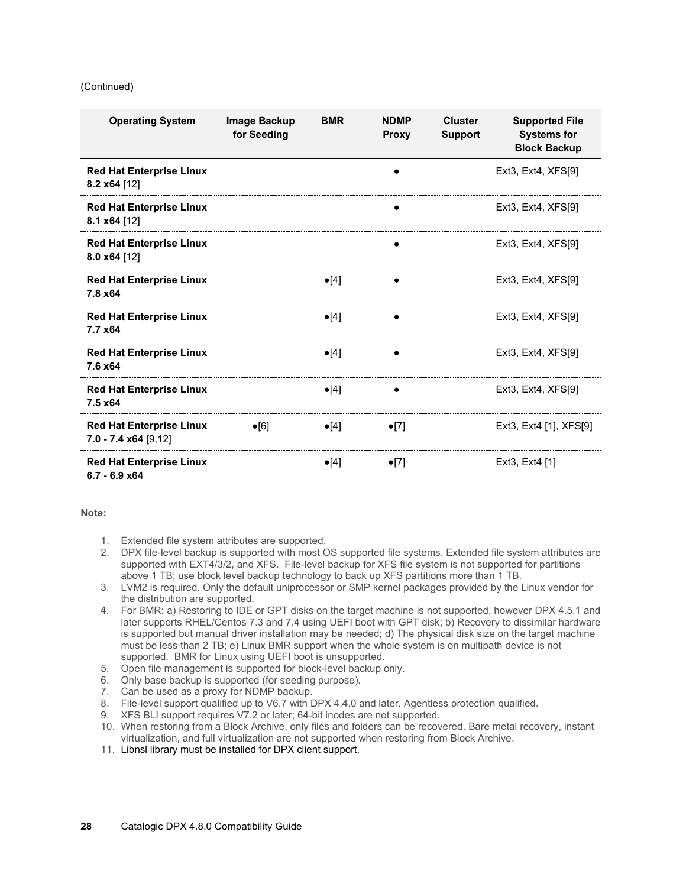(Continued)

| Operating System | Image Backup for Seeding | BMR | NDMP Proxy | Cluster Support | Supported File Systems for Block Backup |
|---|---|---|---|---|---|
| **Red Hat Enterprise Linux 8.2 x64** [12] | | | ● | | Ext3, Ext4, XFS[9] |
| **Red Hat Enterprise Linux 8.1 x64** [12] | | | ● | | Ext3, Ext4, XFS[9] |
| **Red Hat Enterprise Linux 8.0 x64** [12] | | | ● | | Ext3, Ext4, XFS[9] |
| **Red Hat Enterprise Linux 7.8 x64** | | ●[4] | ● | | Ext3, Ext4, XFS[9] |
| **Red Hat Enterprise Linux 7.7 x64** | | ●[4] | ● | | Ext3, Ext4, XFS[9] |
| **Red Hat Enterprise Linux 7.6 x64** | | ●[4] | ● | | Ext3, Ext4, XFS[9] |
| **Red Hat Enterprise Linux 7.5 x64** | | ●[4] | ● | | Ext3, Ext4, XFS[9] |
| **Red Hat Enterprise Linux 7.0 - 7.4 x64** [9,12] | ●[6] | ●[4] | ●[7] | | Ext3, Ext4 [1], XFS[9] |
| **Red Hat Enterprise Linux 6.7 - 6.9 x64** | | ●[4] | ●[7] | | Ext3, Ext4 [1] |

**Note:**

1. Extended file system attributes are supported.
2. DPX file-level backup is supported with most OS supported file systems. Extended file system attributes are supported with EXT4/3/2, and XFS. File-level backup for XFS file system is not supported for partitions above 1 TB; use block level backup technology to back up XFS partitions more than 1 TB.
3. LVM2 is required. Only the default uniprocessor or SMP kernel packages provided by the Linux vendor for the distribution are supported.
4. For BMR: a) Restoring to IDE or GPT disks on the target machine is not supported, however DPX 4.5.1 and later supports RHEL/Centos 7.3 and 7.4 using UEFI boot with GPT disk; b) Recovery to dissimilar hardware is supported but manual driver installation may be needed; d) The physical disk size on the target machine must be less than 2 TB; e) Linux BMR support when the whole system is on multipath device is not supported. BMR for Linux using UEFI boot is unsupported.
5. Open file management is supported for block-level backup only.
6. Only base backup is supported (for seeding purpose).
7. Can be used as a proxy for NDMP backup.
8. File-level support qualified up to V6.7 with DPX 4.4.0 and later. Agentless protection qualified.
9. XFS BLI support requires V7.2 or later; 64-bit inodes are not supported.
10. When restoring from a Block Archive, only files and folders can be recovered. Bare metal recovery, instant virtualization, and full virtualization are not supported when restoring from Block Archive.
11. Libnsl library must be installed for DPX client support.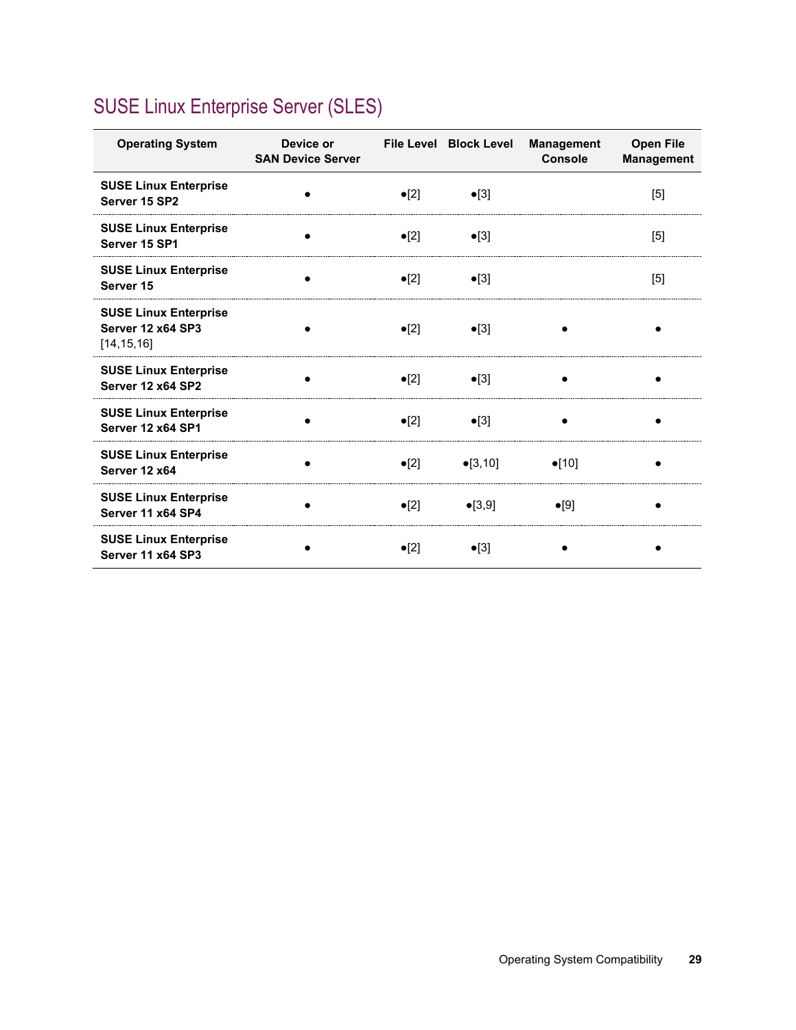## SUSE Linux Enterprise Server (SLES)

| Operating System | Device or SAN Device Server | File Level | Block Level | Management Console | Open File Management |
|---|---|---|---|---|---|
| **SUSE Linux Enterprise Server 15 SP2** | ● | ●[2] | ●[3] | | [5] |
| **SUSE Linux Enterprise Server 15 SP1** | ● | ●[2] | ●[3] | | [5] |
| **SUSE Linux Enterprise Server 15** | ● | ●[2] | ●[3] | | [5] |
| **SUSE Linux Enterprise Server 12 x64 SP3** [14,15,16] | ● | ●[2] | ●[3] | ● | ● |
| **SUSE Linux Enterprise Server 12 x64 SP2** | ● | ●[2] | ●[3] | ● | ● |
| **SUSE Linux Enterprise Server 12 x64 SP1** | ● | ●[2] | ●[3] | ● | ● |
| **SUSE Linux Enterprise Server 12 x64** | ● | ●[2] | ●[3,10] | ●[10] | ● |
| **SUSE Linux Enterprise Server 11 x64 SP4** | ● | ●[2] | ●[3,9] | ●[9] | ● |
| **SUSE Linux Enterprise Server 11 x64 SP3** | ● | ●[2] | ●[3] | ● | ● |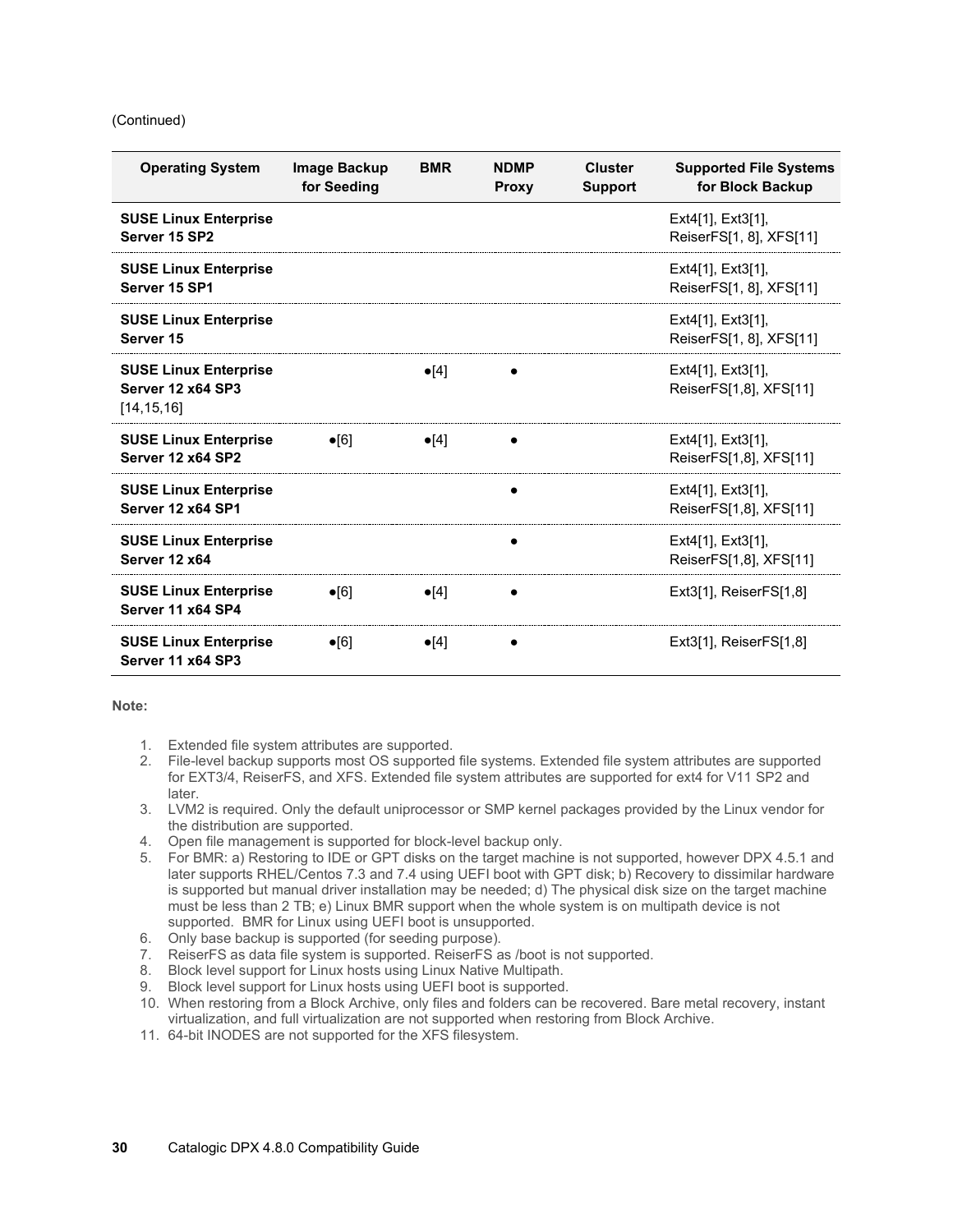(Continued)

| Operating System | Image Backup for Seeding | BMR | NDMP Proxy | Cluster Support | Supported File Systems for Block Backup |
|---|---|---|---|---|---|
| **SUSE Linux Enterprise Server 15 SP2** | | | | | Ext4[1], Ext3[1], ReiserFS[1, 8], XFS[11] |
| **SUSE Linux Enterprise Server 15 SP1** | | | | | Ext4[1], Ext3[1], ReiserFS[1, 8], XFS[11] |
| **SUSE Linux Enterprise Server 15** | | | | | Ext4[1], Ext3[1], ReiserFS[1, 8], XFS[11] |
| **SUSE Linux Enterprise Server 12 x64 SP3** [14,15,16] | | ●[4] | ● | | Ext4[1], Ext3[1], ReiserFS[1,8], XFS[11] |
| **SUSE Linux Enterprise Server 12 x64 SP2** | ●[6] | ●[4] | ● | | Ext4[1], Ext3[1], ReiserFS[1,8], XFS[11] |
| **SUSE Linux Enterprise Server 12 x64 SP1** | | | ● | | Ext4[1], Ext3[1], ReiserFS[1,8], XFS[11] |
| **SUSE Linux Enterprise Server 12 x64** | | | ● | | Ext4[1], Ext3[1], ReiserFS[1,8], XFS[11] |
| **SUSE Linux Enterprise Server 11 x64 SP4** | ●[6] | ●[4] | ● | | Ext3[1], ReiserFS[1,8] |
| **SUSE Linux Enterprise Server 11 x64 SP3** | ●[6] | ●[4] | ● | | Ext3[1], ReiserFS[1,8] |

**Note:**

1. Extended file system attributes are supported.
2. File-level backup supports most OS supported file systems. Extended file system attributes are supported for EXT3/4, ReiserFS, and XFS. Extended file system attributes are supported for ext4 for V11 SP2 and later.
3. LVM2 is required. Only the default uniprocessor or SMP kernel packages provided by the Linux vendor for the distribution are supported.
4. Open file management is supported for block-level backup only.
5. For BMR: a) Restoring to IDE or GPT disks on the target machine is not supported, however DPX 4.5.1 and later supports RHEL/Centos 7.3 and 7.4 using UEFI boot with GPT disk; b) Recovery to dissimilar hardware is supported but manual driver installation may be needed; d) The physical disk size on the target machine must be less than 2 TB; e) Linux BMR support when the whole system is on multipath device is not supported. BMR for Linux using UEFI boot is unsupported.
6. Only base backup is supported (for seeding purpose).
7. ReiserFS as data file system is supported. ReiserFS as /boot is not supported.
8. Block level support for Linux hosts using Linux Native Multipath.
9. Block level support for Linux hosts using UEFI boot is supported.
10. When restoring from a Block Archive, only files and folders can be recovered. Bare metal recovery, instant virtualization, and full virtualization are not supported when restoring from Block Archive.
11. 64-bit INODES are not supported for the XFS filesystem.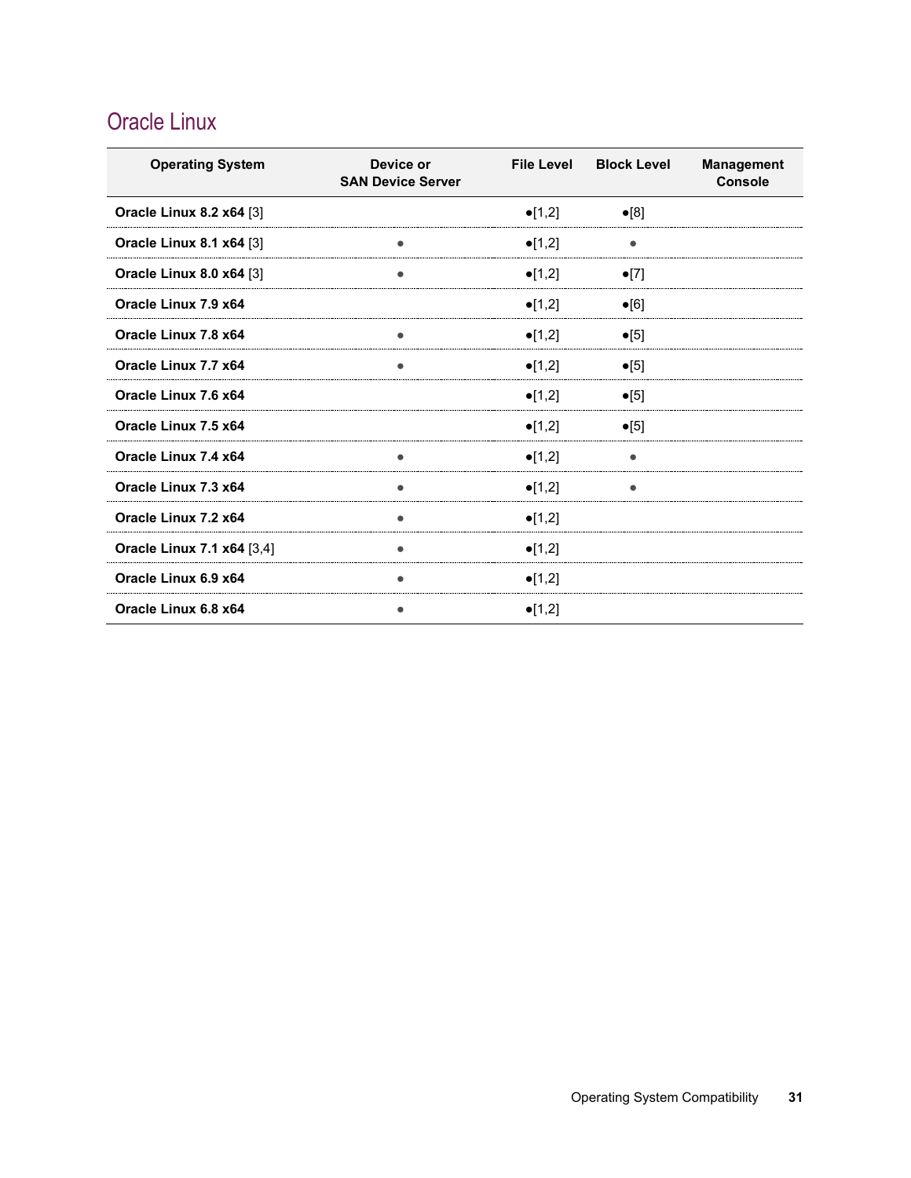## Oracle Linux

| Operating System | Device or SAN Device Server | File Level | Block Level | Management Console |
|---|---|---|---|---|
| **Oracle Linux 8.2 x64** [3] | | ●[1,2] | ●[8] | |
| **Oracle Linux 8.1 x64** [3] | ● | ●[1,2] | ● | |
| **Oracle Linux 8.0 x64** [3] | ● | ●[1,2] | ●[7] | |
| **Oracle Linux 7.9 x64** | | ●[1,2] | ●[6] | |
| **Oracle Linux 7.8 x64** | ● | ●[1,2] | ●[5] | |
| **Oracle Linux 7.7 x64** | ● | ●[1,2] | ●[5] | |
| **Oracle Linux 7.6 x64** | | ●[1,2] | ●[5] | |
| **Oracle Linux 7.5 x64** | | ●[1,2] | ●[5] | |
| **Oracle Linux 7.4 x64** | ● | ●[1,2] | ● | |
| **Oracle Linux 7.3 x64** | ● | ●[1,2] | ● | |
| **Oracle Linux 7.2 x64** | ● | ●[1,2] | | |
| **Oracle Linux 7.1 x64** [3,4] | ● | ●[1,2] | | |
| **Oracle Linux 6.9 x64** | ● | ●[1,2] | | |
| **Oracle Linux 6.8 x64** | ● | ●[1,2] | | |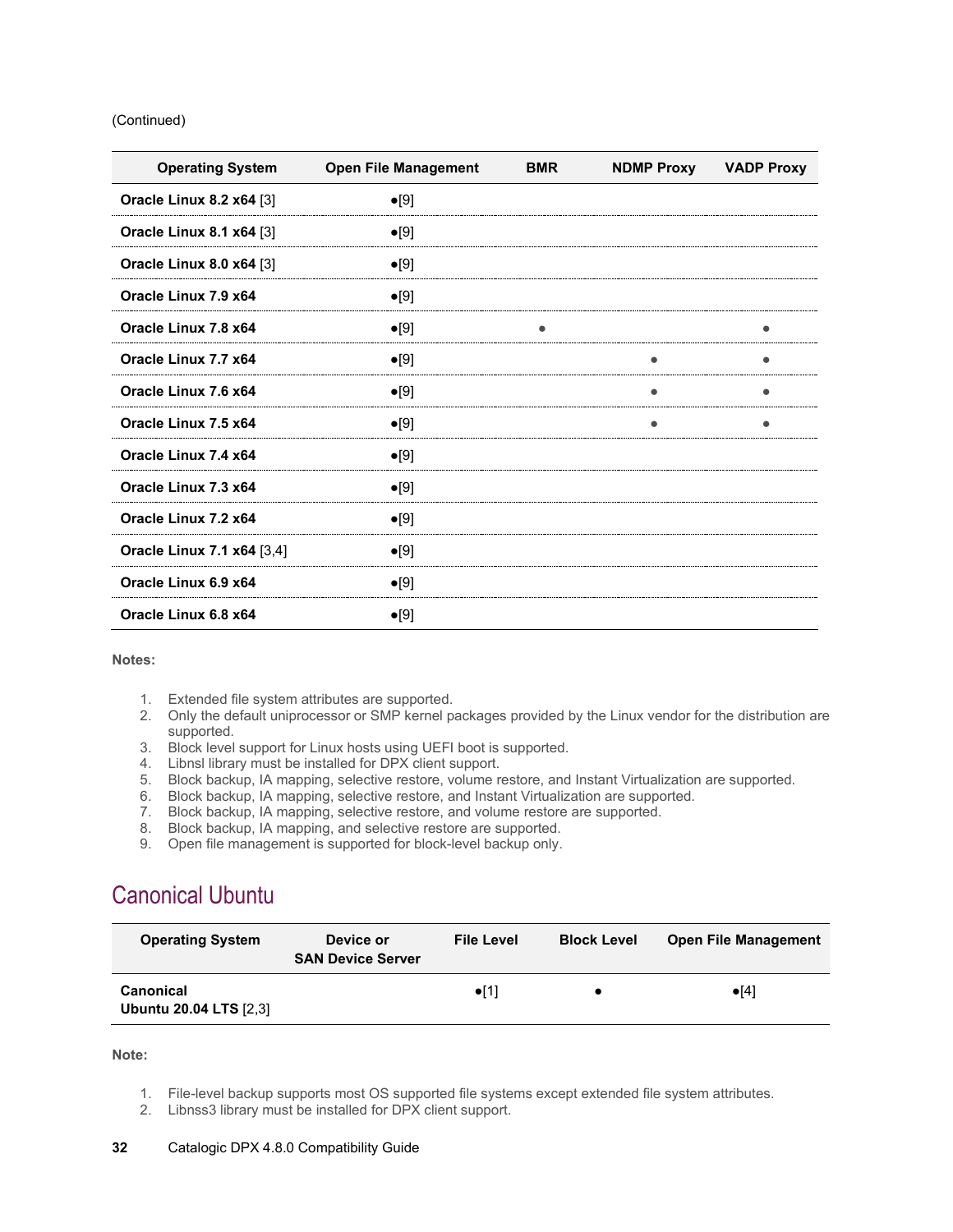(Continued)

| Operating System | Open File Management | BMR | NDMP Proxy | VADP Proxy |
| --- | --- | --- | --- | --- |
| **Oracle Linux 8.2 x64** [3] | ●[9] | | | |
| **Oracle Linux 8.1 x64** [3] | ●[9] | | | |
| **Oracle Linux 8.0 x64** [3] | ●[9] | | | |
| **Oracle Linux 7.9 x64** | ●[9] | | | |
| **Oracle Linux 7.8 x64** | ●[9] | ● | | ● |
| **Oracle Linux 7.7 x64** | ●[9] | | ● | ● |
| **Oracle Linux 7.6 x64** | ●[9] | | ● | ● |
| **Oracle Linux 7.5 x64** | ●[9] | | ● | ● |
| **Oracle Linux 7.4 x64** | ●[9] | | | |
| **Oracle Linux 7.3 x64** | ●[9] | | | |
| **Oracle Linux 7.2 x64** | ●[9] | | | |
| **Oracle Linux 7.1 x64** [3,4] | ●[9] | | | |
| **Oracle Linux 6.9 x64** | ●[9] | | | |
| **Oracle Linux 6.8 x64** | ●[9] | | | |

**Notes:**

1. Extended file system attributes are supported.
2. Only the default uniprocessor or SMP kernel packages provided by the Linux vendor for the distribution are supported.
3. Block level support for Linux hosts using UEFI boot is supported.
4. Libnsl library must be installed for DPX client support.
5. Block backup, IA mapping, selective restore, volume restore, and Instant Virtualization are supported.
6. Block backup, IA mapping, selective restore, and Instant Virtualization are supported.
7. Block backup, IA mapping, selective restore, and volume restore are supported.
8. Block backup, IA mapping, and selective restore are supported.
9. Open file management is supported for block-level backup only.

## Canonical Ubuntu

| Operating System | Device or SAN Device Server | File Level | Block Level | Open File Management |
| --- | --- | --- | --- | --- |
| **Canonical Ubuntu 20.04 LTS** [2,3] | | ●[1] | ● | ●[4] |

**Note:**

1. File-level backup supports most OS supported file systems except extended file system attributes.
2. Libnss3 library must be installed for DPX client support.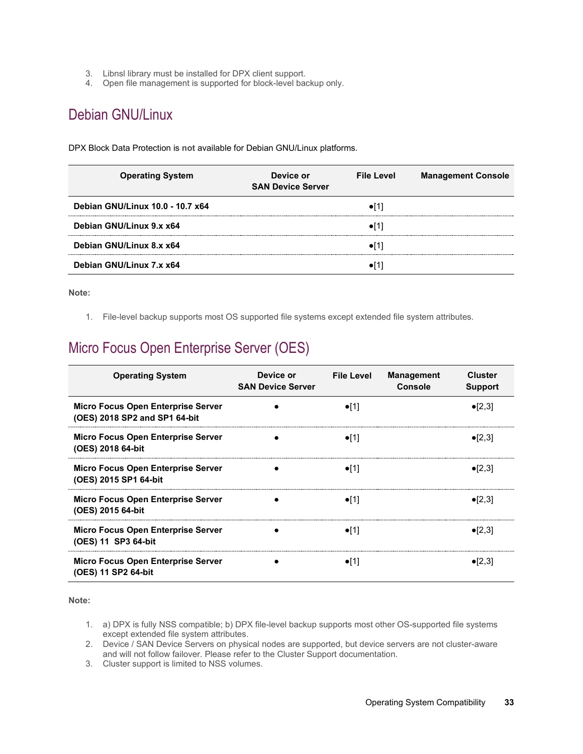3. Libnsl library must be installed for DPX client support.
4. Open file management is supported for block-level backup only.

## Debian GNU/Linux

DPX Block Data Protection is **not** available for Debian GNU/Linux platforms.

| Operating System | Device or SAN Device Server | File Level | Management Console |
|---|---|---|---|
| **Debian GNU/Linux 10.0 - 10.7 x64** | | ●[1] | |
| **Debian GNU/Linux 9.x x64** | | ●[1] | |
| **Debian GNU/Linux 8.x x64** | | ●[1] | |
| **Debian GNU/Linux 7.x x64** | | ●[1] | |

**Note:**

1. File-level backup supports most OS supported file systems except extended file system attributes.

## Micro Focus Open Enterprise Server (OES)

| Operating System | Device or SAN Device Server | File Level | Management Console | Cluster Support |
|---|---|---|---|---|
| **Micro Focus Open Enterprise Server (OES) 2018 SP2 and SP1 64-bit** | ● | ●[1] | | ●[2,3] |
| **Micro Focus Open Enterprise Server (OES) 2018 64-bit** | ● | ●[1] | | ●[2,3] |
| **Micro Focus Open Enterprise Server (OES) 2015 SP1 64-bit** | ● | ●[1] | | ●[2,3] |
| **Micro Focus Open Enterprise Server (OES) 2015 64-bit** | ● | ●[1] | | ●[2,3] |
| **Micro Focus Open Enterprise Server (OES) 11 SP3 64-bit** | ● | ●[1] | | ●[2,3] |
| **Micro Focus Open Enterprise Server (OES) 11 SP2 64-bit** | ● | ●[1] | | ●[2,3] |

**Note:**

1. a) DPX is fully NSS compatible; b) DPX file-level backup supports most other OS-supported file systems except extended file system attributes.
2. Device / SAN Device Servers on physical nodes are supported, but device servers are not cluster-aware and will not follow failover. Please refer to the Cluster Support documentation.
3. Cluster support is limited to NSS volumes.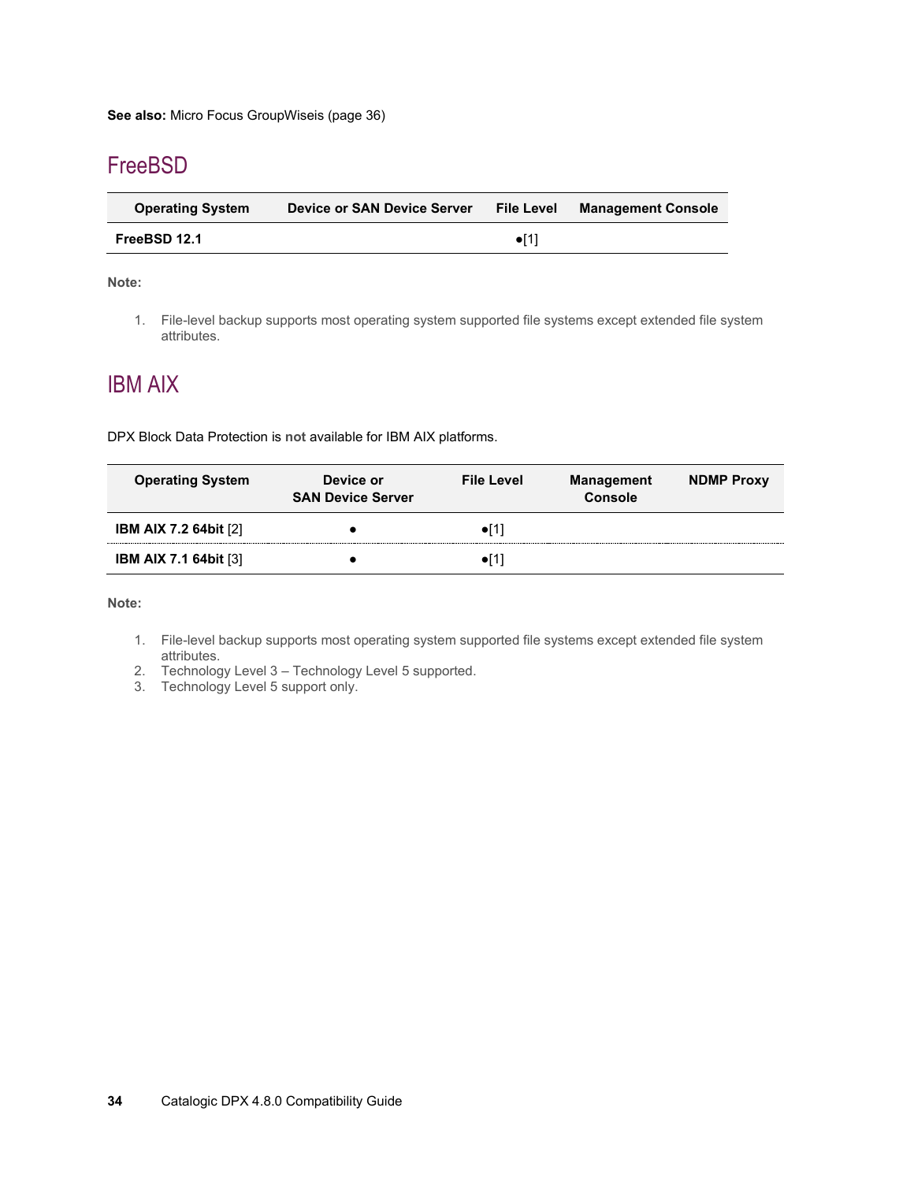**See also:** Micro Focus GroupWiseis (page 36)

## FreeBSD

| Operating System | Device or SAN Device Server | File Level | Management Console |
|---|---|---|---|
| **FreeBSD 12.1** | | ●[1] | |

**Note:**

1. File-level backup supports most operating system supported file systems except extended file system attributes.

## IBM AIX

DPX Block Data Protection is **not** available for IBM AIX platforms.

| Operating System | Device or SAN Device Server | File Level | Management Console | NDMP Proxy |
|---|---|---|---|---|
| **IBM AIX 7.2 64bit** [2] | ● | ●[1] | | |
| **IBM AIX 7.1 64bit** [3] | ● | ●[1] | | |

**Note:**

1. File-level backup supports most operating system supported file systems except extended file system attributes.
2. Technology Level 3 – Technology Level 5 supported.
3. Technology Level 5 support only.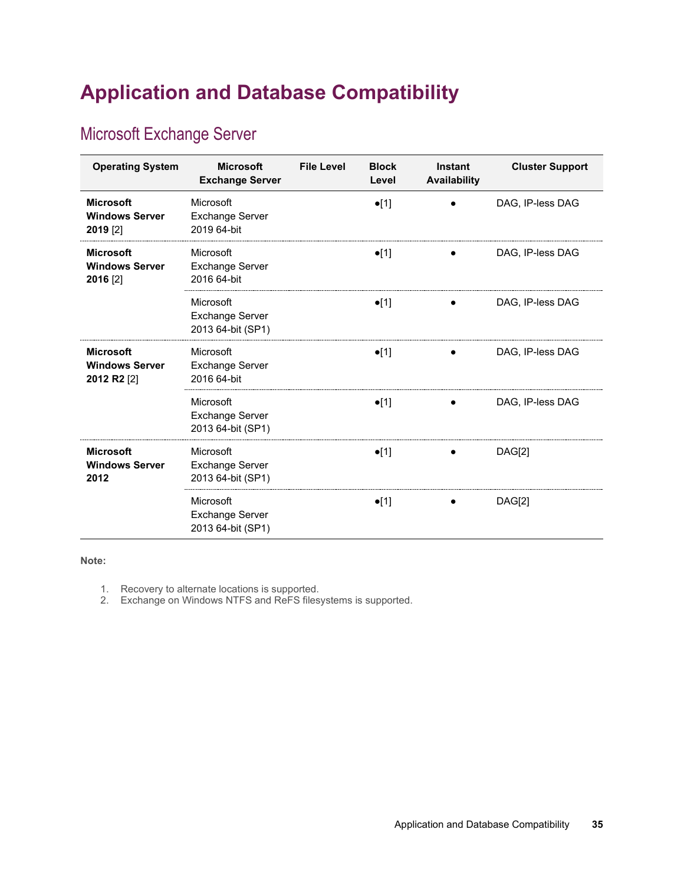# Application and Database Compatibility

## Microsoft Exchange Server

| Operating System | Microsoft Exchange Server | File Level | Block Level | Instant Availability | Cluster Support |
|---|---|---|---|---|---|
| **Microsoft Windows Server 2019** [2] | Microsoft Exchange Server 2019 64-bit | | ●[1] | ● | DAG, IP-less DAG |
| **Microsoft Windows Server 2016** [2] | Microsoft Exchange Server 2016 64-bit | | ●[1] | ● | DAG, IP-less DAG |
| | Microsoft Exchange Server 2013 64-bit (SP1) | | ●[1] | ● | DAG, IP-less DAG |
| **Microsoft Windows Server 2012 R2** [2] | Microsoft Exchange Server 2016 64-bit | | ●[1] | ● | DAG, IP-less DAG |
| | Microsoft Exchange Server 2013 64-bit (SP1) | | ●[1] | ● | DAG, IP-less DAG |
| **Microsoft Windows Server 2012** | Microsoft Exchange Server 2013 64-bit (SP1) | | ●[1] | ● | DAG[2] |
| | Microsoft Exchange Server 2013 64-bit (SP1) | | ●[1] | ● | DAG[2] |

**Note:**

1. Recovery to alternate locations is supported.
2. Exchange on Windows NTFS and ReFS filesystems is supported.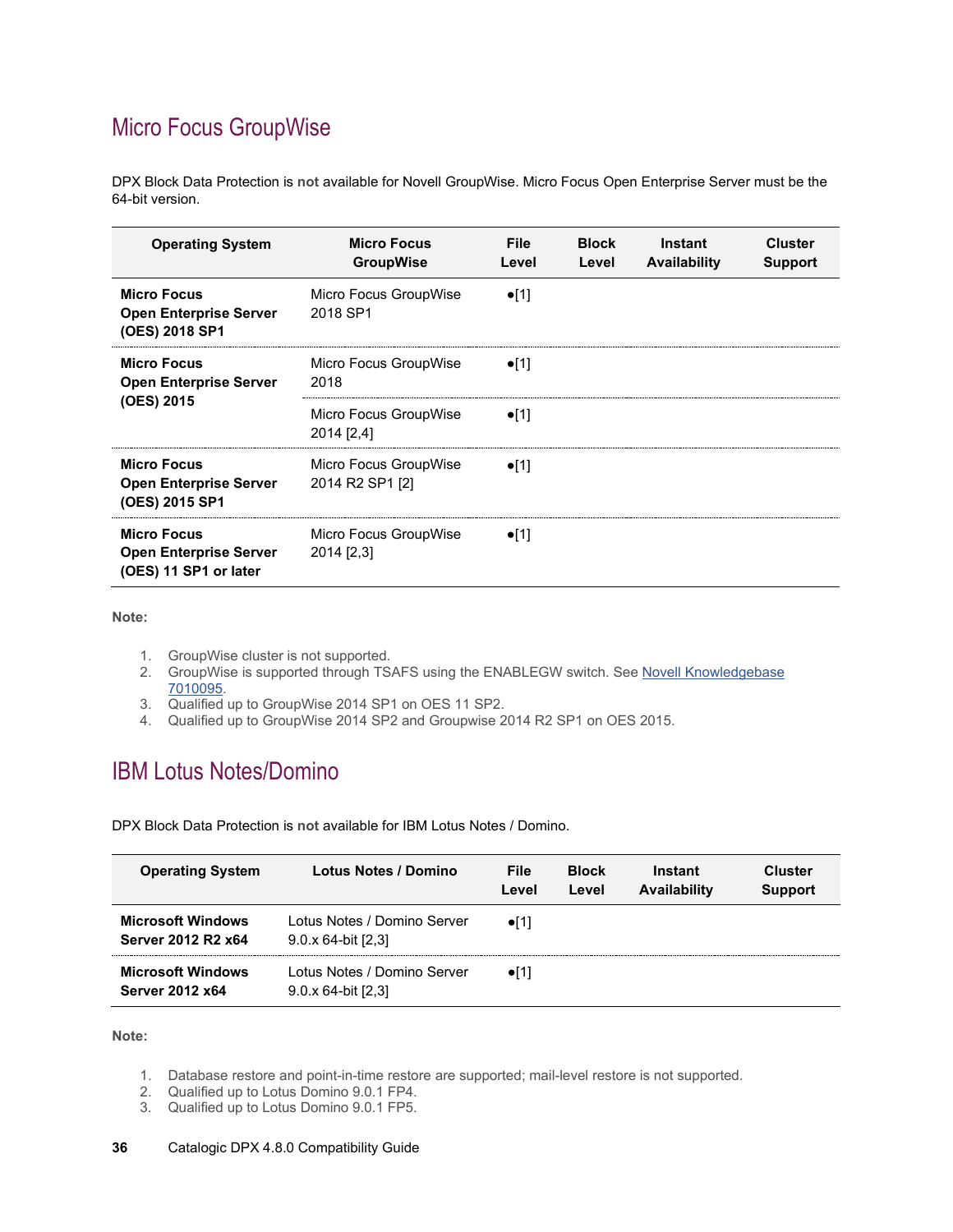## Micro Focus GroupWise

DPX Block Data Protection is **not** available for Novell GroupWise. Micro Focus Open Enterprise Server must be the 64-bit version.

| Operating System | Micro Focus GroupWise | File Level | Block Level | Instant Availability | Cluster Support |
|---|---|---|---|---|---|
| **Micro Focus Open Enterprise Server (OES) 2018 SP1** | Micro Focus GroupWise 2018 SP1 | ●[1] | | | |
| **Micro Focus Open Enterprise Server (OES) 2015** | Micro Focus GroupWise 2018 | ●[1] | | | |
| | Micro Focus GroupWise 2014 [2,4] | ●[1] | | | |
| **Micro Focus Open Enterprise Server (OES) 2015 SP1** | Micro Focus GroupWise 2014 R2 SP1 [2] | ●[1] | | | |
| **Micro Focus Open Enterprise Server (OES) 11 SP1 or later** | Micro Focus GroupWise 2014 [2,3] | ●[1] | | | |

**Note:**

1. GroupWise cluster is not supported.
2. GroupWise is supported through TSAFS using the ENABLEGW switch. See Novell Knowledgebase 7010095.
3. Qualified up to GroupWise 2014 SP1 on OES 11 SP2.
4. Qualified up to GroupWise 2014 SP2 and Groupwise 2014 R2 SP1 on OES 2015.

## IBM Lotus Notes/Domino

DPX Block Data Protection is **not** available for IBM Lotus Notes / Domino.

| Operating System | Lotus Notes / Domino | File Level | Block Level | Instant Availability | Cluster Support |
|---|---|---|---|---|---|
| **Microsoft Windows Server 2012 R2 x64** | Lotus Notes / Domino Server 9.0.x 64-bit [2,3] | ●[1] | | | |
| **Microsoft Windows Server 2012 x64** | Lotus Notes / Domino Server 9.0.x 64-bit [2,3] | ●[1] | | | |

**Note:**

1. Database restore and point-in-time restore are supported; mail-level restore is not supported.
2. Qualified up to Lotus Domino 9.0.1 FP4.
3. Qualified up to Lotus Domino 9.0.1 FP5.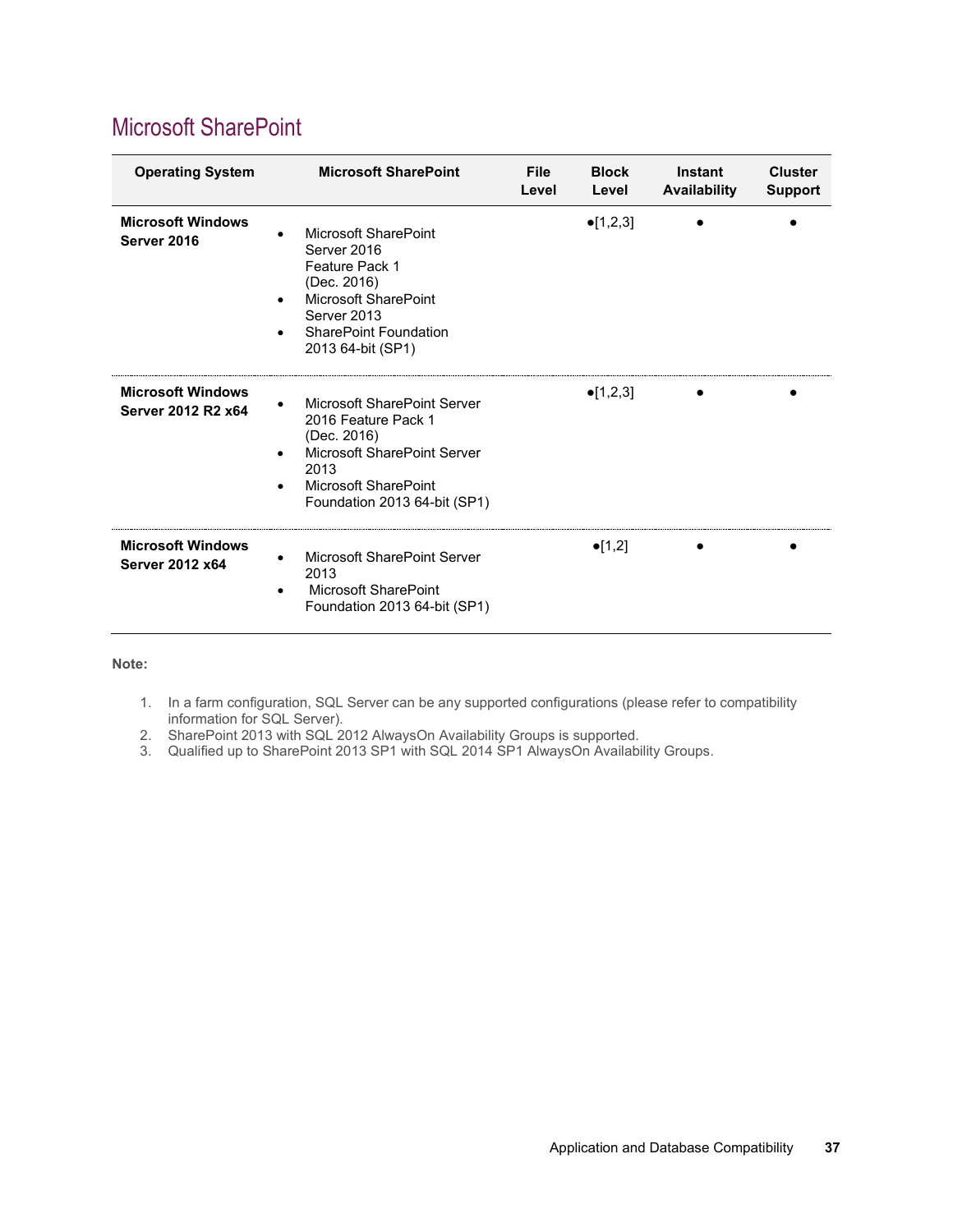## Microsoft SharePoint

| Operating System | Microsoft SharePoint | File Level | Block Level | Instant Availability | Cluster Support |
|---|---|---|---|---|---|
| **Microsoft Windows Server 2016** | • Microsoft SharePoint Server 2016 Feature Pack 1 (Dec. 2016)<br>• Microsoft SharePoint Server 2013<br>• SharePoint Foundation 2013 64-bit (SP1) | | ●[1,2,3] | ● | ● |
| **Microsoft Windows Server 2012 R2 x64** | • Microsoft SharePoint Server 2016 Feature Pack 1 (Dec. 2016)<br>• Microsoft SharePoint Server 2013<br>• Microsoft SharePoint Foundation 2013 64-bit (SP1) | | ●[1,2,3] | ● | ● |
| **Microsoft Windows Server 2012 x64** | • Microsoft SharePoint Server 2013<br>• Microsoft SharePoint Foundation 2013 64-bit (SP1) | | ●[1,2] | ● | ● |

**Note:**

1. In a farm configuration, SQL Server can be any supported configurations (please refer to compatibility information for SQL Server).
2. SharePoint 2013 with SQL 2012 AlwaysOn Availability Groups is supported.
3. Qualified up to SharePoint 2013 SP1 with SQL 2014 SP1 AlwaysOn Availability Groups.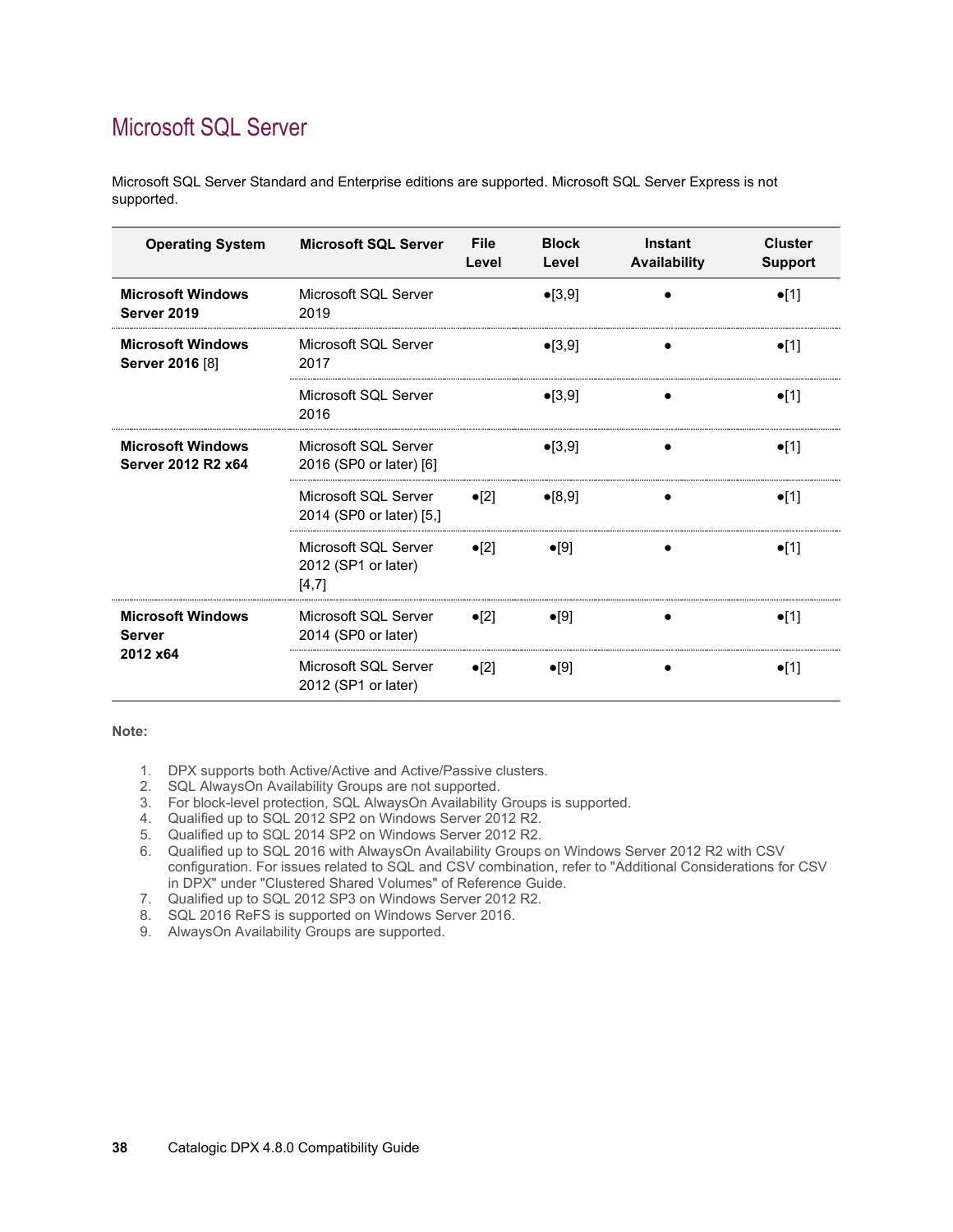# Microsoft SQL Server

Microsoft SQL Server Standard and Enterprise editions are supported. Microsoft SQL Server Express is not supported.

| Operating System | Microsoft SQL Server | File Level | Block Level | Instant Availability | Cluster Support |
|---|---|---|---|---|---|
| **Microsoft Windows Server 2019** | Microsoft SQL Server 2019 | | •[3,9] | • | •[1] |
| **Microsoft Windows Server 2016** [8] | Microsoft SQL Server 2017 | | •[3,9] | • | •[1] |
| | Microsoft SQL Server 2016 | | •[3,9] | • | •[1] |
| **Microsoft Windows Server 2012 R2 x64** | Microsoft SQL Server 2016 (SP0 or later) [6] | | •[3,9] | • | •[1] |
| | Microsoft SQL Server 2014 (SP0 or later) [5,] | •[2] | •[8,9] | • | •[1] |
| | Microsoft SQL Server 2012 (SP1 or later) [4,7] | •[2] | •[9] | • | •[1] |
| **Microsoft Windows Server 2012 x64** | Microsoft SQL Server 2014 (SP0 or later) | •[2] | •[9] | • | •[1] |
| | Microsoft SQL Server 2012 (SP1 or later) | •[2] | •[9] | • | •[1] |

**Note:**

1. DPX supports both Active/Active and Active/Passive clusters.
2. SQL AlwaysOn Availability Groups are not supported.
3. For block-level protection, SQL AlwaysOn Availability Groups is supported.
4. Qualified up to SQL 2012 SP2 on Windows Server 2012 R2.
5. Qualified up to SQL 2014 SP2 on Windows Server 2012 R2.
6. Qualified up to SQL 2016 with AlwaysOn Availability Groups on Windows Server 2012 R2 with CSV configuration. For issues related to SQL and CSV combination, refer to "Additional Considerations for CSV in DPX" under "Clustered Shared Volumes" of Reference Guide.
7. Qualified up to SQL 2012 SP3 on Windows Server 2012 R2.
8. SQL 2016 ReFS is supported on Windows Server 2016.
9. AlwaysOn Availability Groups are supported.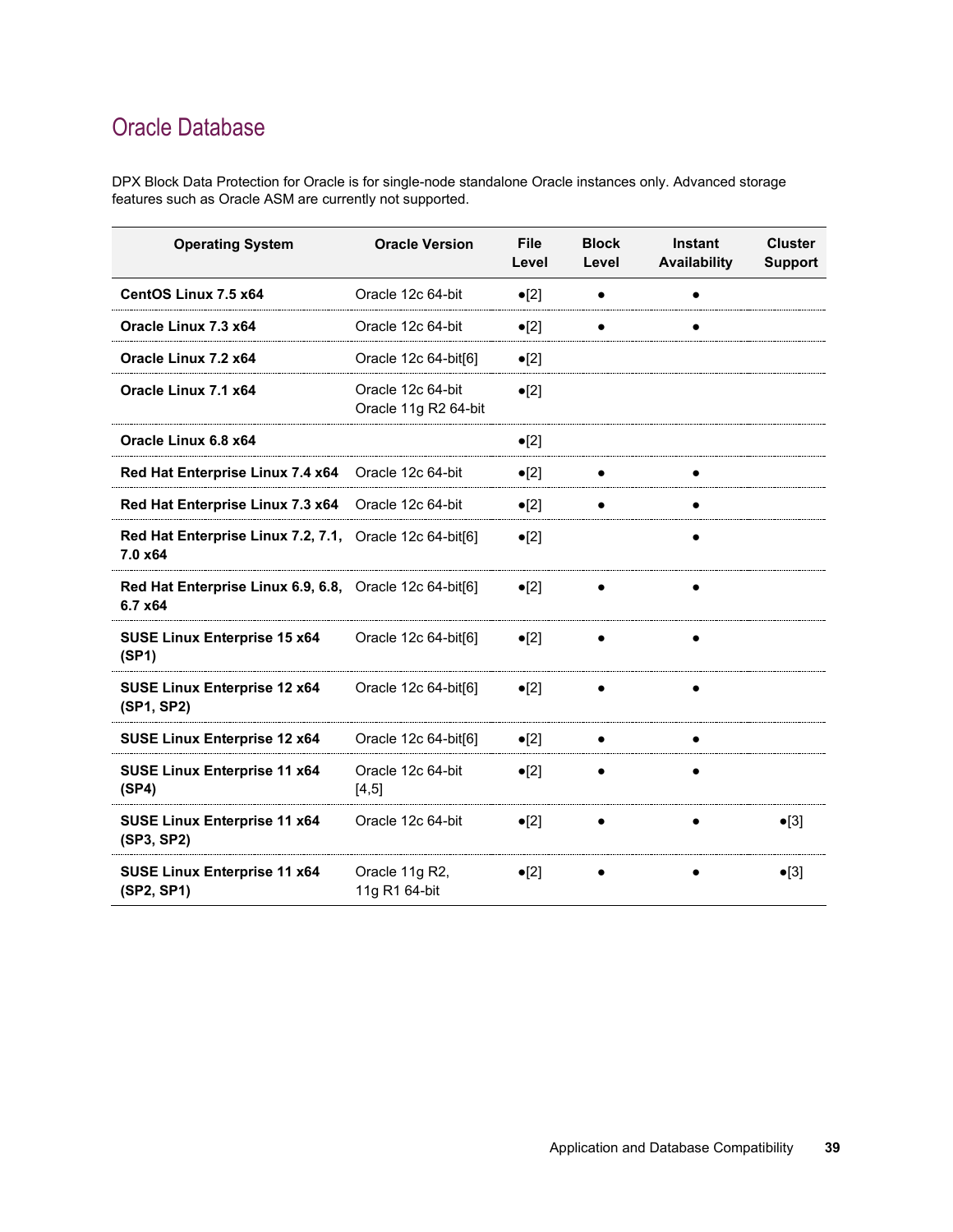## Oracle Database

DPX Block Data Protection for Oracle is for single-node standalone Oracle instances only. Advanced storage features such as Oracle ASM are currently not supported.

| Operating System | Oracle Version | File Level | Block Level | Instant Availability | Cluster Support |
|---|---|---|---|---|---|
| **CentOS Linux 7.5 x64** | Oracle 12c 64-bit | ●[2] | ● | ● | |
| **Oracle Linux 7.3 x64** | Oracle 12c 64-bit | ●[2] | ● | ● | |
| **Oracle Linux 7.2 x64** | Oracle 12c 64-bit[6] | ●[2] | | | |
| **Oracle Linux 7.1 x64** | Oracle 12c 64-bit<br>Oracle 11g R2 64-bit | ●[2] | | | |
| **Oracle Linux 6.8 x64** | | ●[2] | | | |
| **Red Hat Enterprise Linux 7.4 x64** | Oracle 12c 64-bit | ●[2] | ● | ● | |
| **Red Hat Enterprise Linux 7.3 x64** | Oracle 12c 64-bit | ●[2] | ● | ● | |
| **Red Hat Enterprise Linux 7.2, 7.1, 7.0 x64** | Oracle 12c 64-bit[6] | ●[2] | | ● | |
| **Red Hat Enterprise Linux 6.9, 6.8, 6.7 x64** | Oracle 12c 64-bit[6] | ●[2] | ● | ● | |
| **SUSE Linux Enterprise 15 x64 (SP1)** | Oracle 12c 64-bit[6] | ●[2] | ● | ● | |
| **SUSE Linux Enterprise 12 x64 (SP1, SP2)** | Oracle 12c 64-bit[6] | ●[2] | ● | ● | |
| **SUSE Linux Enterprise 12 x64** | Oracle 12c 64-bit[6] | ●[2] | ● | ● | |
| **SUSE Linux Enterprise 11 x64 (SP4)** | Oracle 12c 64-bit [4,5] | ●[2] | ● | ● | |
| **SUSE Linux Enterprise 11 x64 (SP3, SP2)** | Oracle 12c 64-bit | ●[2] | ● | ● | ●[3] |
| **SUSE Linux Enterprise 11 x64 (SP2, SP1)** | Oracle 11g R2, 11g R1 64-bit | ●[2] | ● | ● | ●[3] |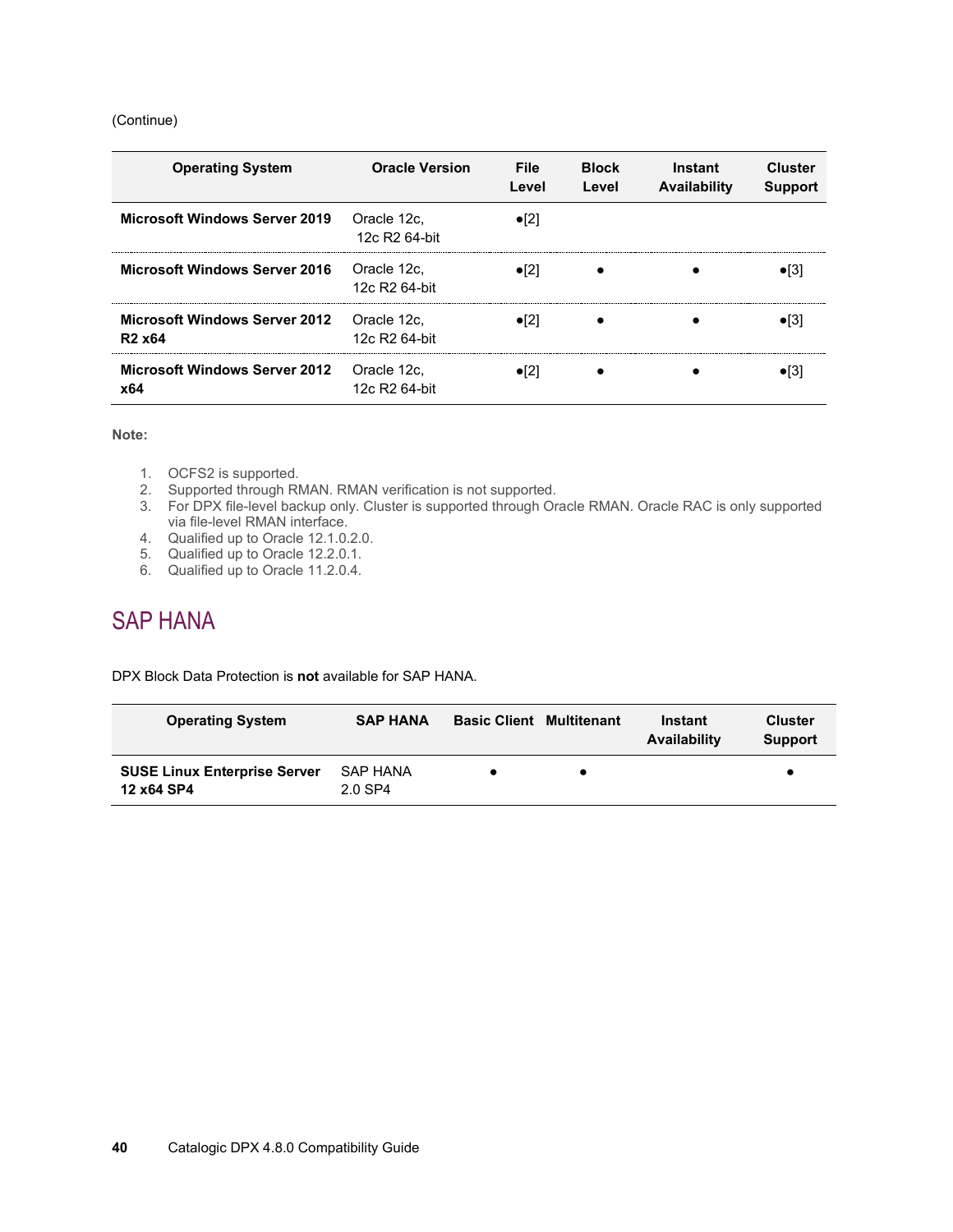(Continue)

| Operating System | Oracle Version | File Level | Block Level | Instant Availability | Cluster Support |
|---|---|---|---|---|---|
| **Microsoft Windows Server 2019** | Oracle 12c, 12c R2 64-bit | •[2] | | | |
| **Microsoft Windows Server 2016** | Oracle 12c, 12c R2 64-bit | •[2] | • | • | •[3] |
| **Microsoft Windows Server 2012 R2 x64** | Oracle 12c, 12c R2 64-bit | •[2] | • | • | •[3] |
| **Microsoft Windows Server 2012 x64** | Oracle 12c, 12c R2 64-bit | •[2] | • | • | •[3] |

**Note:**

1. OCFS2 is supported.
2. Supported through RMAN. RMAN verification is not supported.
3. For DPX file-level backup only. Cluster is supported through Oracle RMAN. Oracle RAC is only supported via file-level RMAN interface.
4. Qualified up to Oracle 12.1.0.2.0.
5. Qualified up to Oracle 12.2.0.1.
6. Qualified up to Oracle 11.2.0.4.

## SAP HANA

DPX Block Data Protection is **not** available for SAP HANA.

| Operating System | SAP HANA | Basic Client | Multitenant | Instant Availability | Cluster Support |
|---|---|---|---|---|---|
| **SUSE Linux Enterprise Server 12 x64 SP4** | SAP HANA 2.0 SP4 | • | • | | • |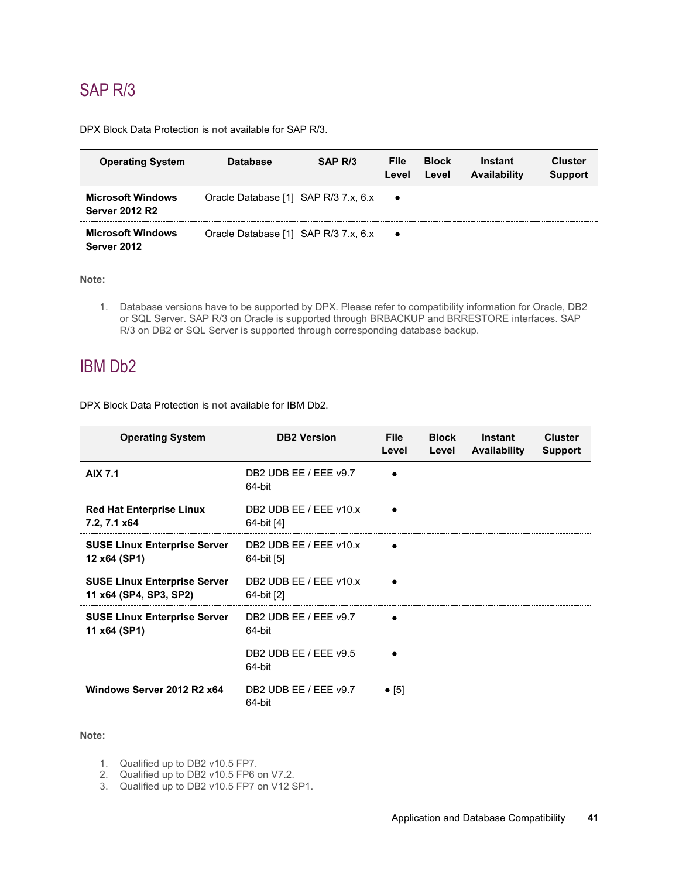## SAP R/3

DPX Block Data Protection is **not** available for SAP R/3.

| Operating System | Database | SAP R/3 | File Level | Block Level | Instant Availability | Cluster Support |
|---|---|---|---|---|---|---|
| **Microsoft Windows Server 2012 R2** | Oracle Database [1] | SAP R/3 7.x, 6.x | ● | | | |
| **Microsoft Windows Server 2012** | Oracle Database [1] | SAP R/3 7.x, 6.x | ● | | | |

**Note:**

1. Database versions have to be supported by DPX. Please refer to compatibility information for Oracle, DB2 or SQL Server. SAP R/3 on Oracle is supported through BRBACKUP and BRRESTORE interfaces. SAP R/3 on DB2 or SQL Server is supported through corresponding database backup.

## IBM Db2

DPX Block Data Protection is **not** available for IBM Db2.

| Operating System | DB2 Version | File Level | Block Level | Instant Availability | Cluster Support |
|---|---|---|---|---|---|
| **AIX 7.1** | DB2 UDB EE / EEE v9.7 64-bit | ● | | | |
| **Red Hat Enterprise Linux 7.2, 7.1 x64** | DB2 UDB EE / EEE v10.x 64-bit [4] | ● | | | |
| **SUSE Linux Enterprise Server 12 x64 (SP1)** | DB2 UDB EE / EEE v10.x 64-bit [5] | ● | | | |
| **SUSE Linux Enterprise Server 11 x64 (SP4, SP3, SP2)** | DB2 UDB EE / EEE v10.x 64-bit [2] | ● | | | |
| **SUSE Linux Enterprise Server 11 x64 (SP1)** | DB2 UDB EE / EEE v9.7 64-bit | ● | | | |
| | DB2 UDB EE / EEE v9.5 64-bit | ● | | | |
| **Windows Server 2012 R2 x64** | DB2 UDB EE / EEE v9.7 64-bit | ● [5] | | | |

**Note:**

1. Qualified up to DB2 v10.5 FP7.
2. Qualified up to DB2 v10.5 FP6 on V7.2.
3. Qualified up to DB2 v10.5 FP7 on V12 SP1.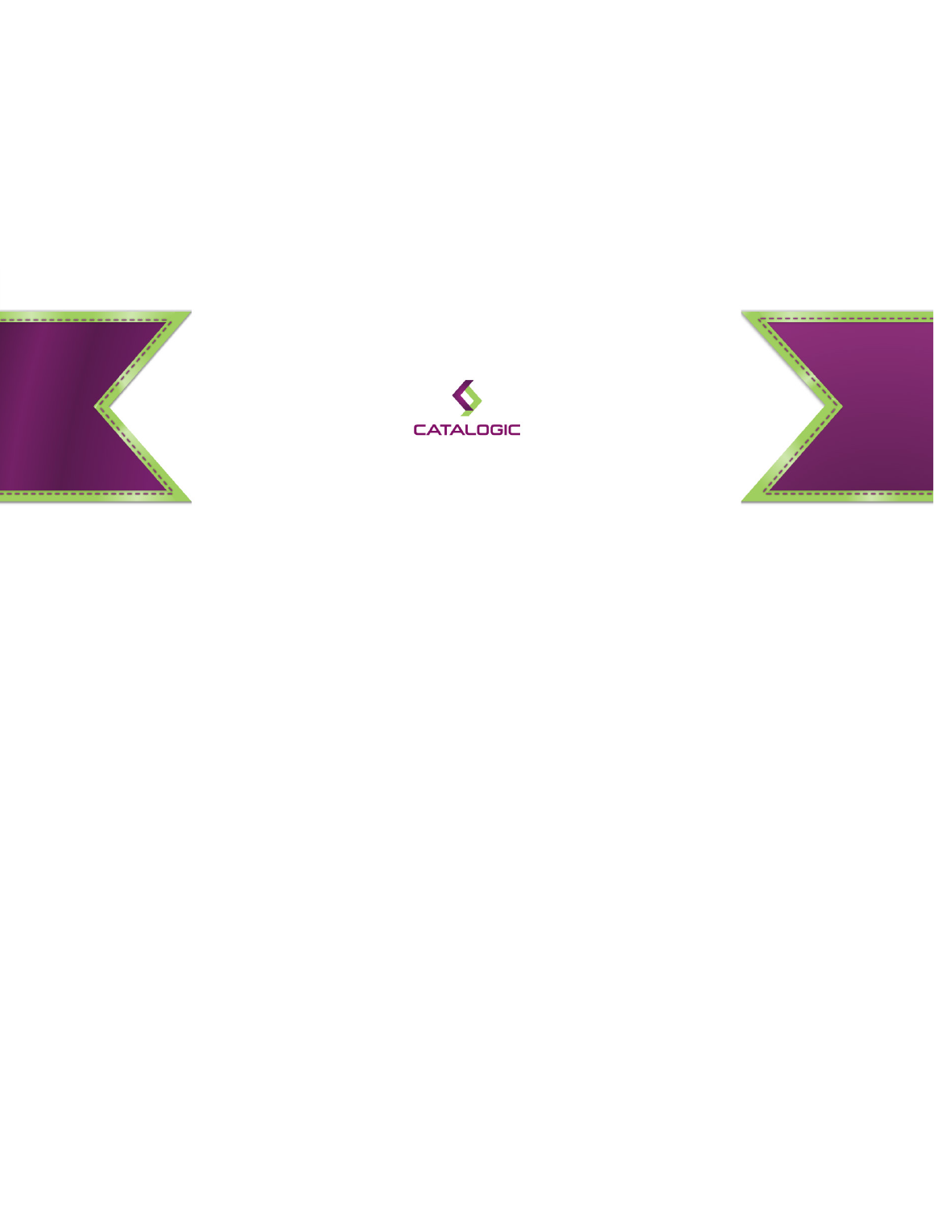CATALOGIC